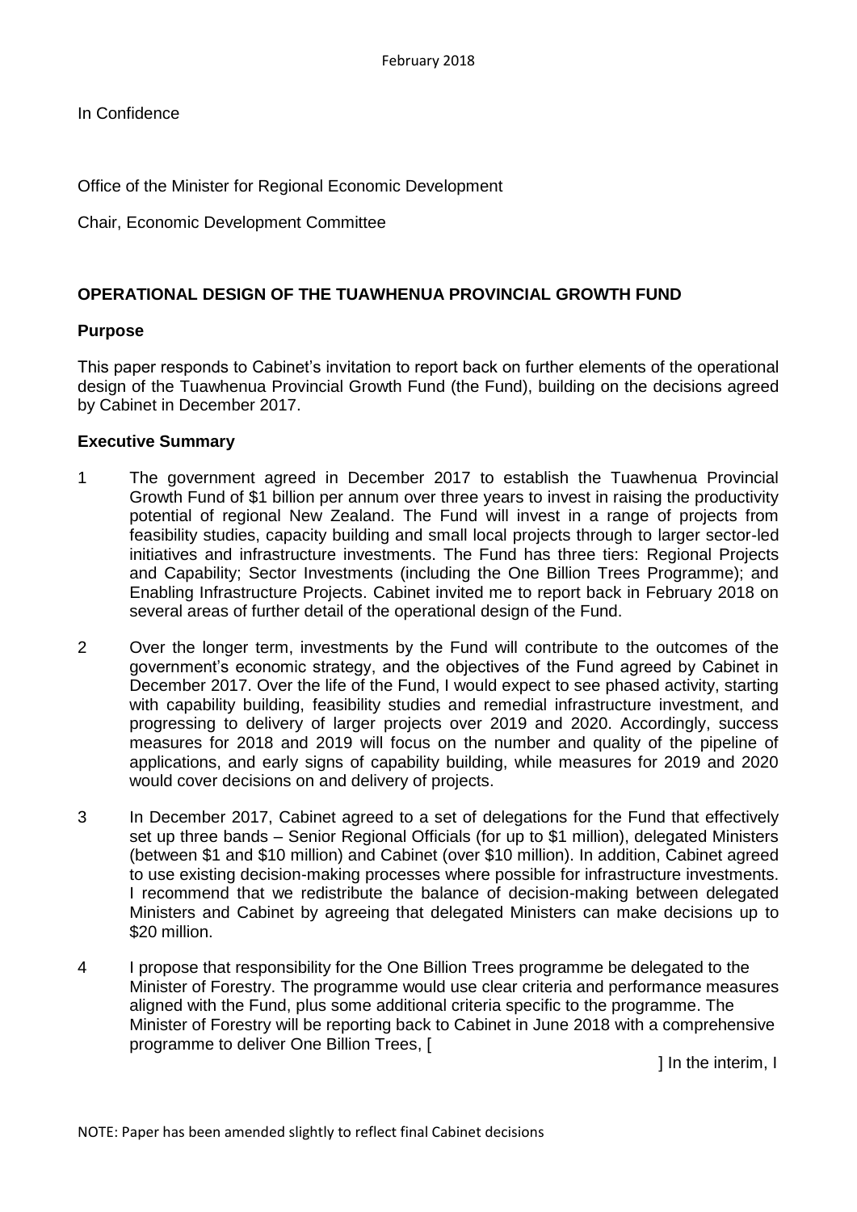February 2018

In Confidence

Office of the Minister for Regional Economic Development

Chair, Economic Development Committee

## OPERATIONAL DESIGN OF THE TUAWHENUA PROVINCIAL GROWTH FUND

### Purpose

This paper responds to Cabinet's invitation to report back on further elements of the operational design of the Tuawhenua Provincial Growth Fund (the Fund), building on the decisions agreed by Cabinet in December 2017.

### Executive Summary

1. The government agreed in December 2017 to establish the Tuawhenua Provincial Growth Fund of $1 billion per annum over three years to invest in raising the productivity potential of regional New Zealand. The Fund will invest in a range of projects from feasibility studies, capacity building and small local projects through to larger sector-led initiatives and infrastructure investments. The Fund has three tiers: Regional Projects and Capability; Sector Investments (including the One Billion Trees Programme); and Enabling Infrastructure Projects. Cabinet invited me to report back in February 2018 on several areas of further detail of the operational design of the Fund.

2. Over the longer term, investments by the Fund will contribute to the outcomes of the government's economic strategy, and the objectives of the Fund agreed by Cabinet in December 2017. Over the life of the Fund, I would expect to see phased activity, starting with capability building, feasibility studies and remedial infrastructure investment, and progressing to delivery of larger projects over 2019 and 2020. Accordingly, success measures for 2018 and 2019 will focus on the number and quality of the pipeline of applications, and early signs of capability building, while measures for 2019 and 2020 would cover decisions on and delivery of projects.

3. In December 2017, Cabinet agreed to a set of delegations for the Fund that effectively set up three bands – Senior Regional Officials (for up to $1 million), delegated Ministers (between $1 and $10 million) and Cabinet (over $10 million). In addition, Cabinet agreed to use existing decision-making processes where possible for infrastructure investments. I recommend that we redistribute the balance of decision-making between delegated Ministers and Cabinet by agreeing that delegated Ministers can make decisions up to $20 million.

4. I propose that responsibility for the One Billion Trees programme be delegated to the Minister of Forestry. The programme would use clear criteria and performance measures aligned with the Fund, plus some additional criteria specific to the programme. The Minister of Forestry will be reporting back to Cabinet in June 2018 with a comprehensive programme to deliver One Billion Trees, [ ] In the interim, I

NOTE: Paper has been amended slightly to reflect final Cabinet decisions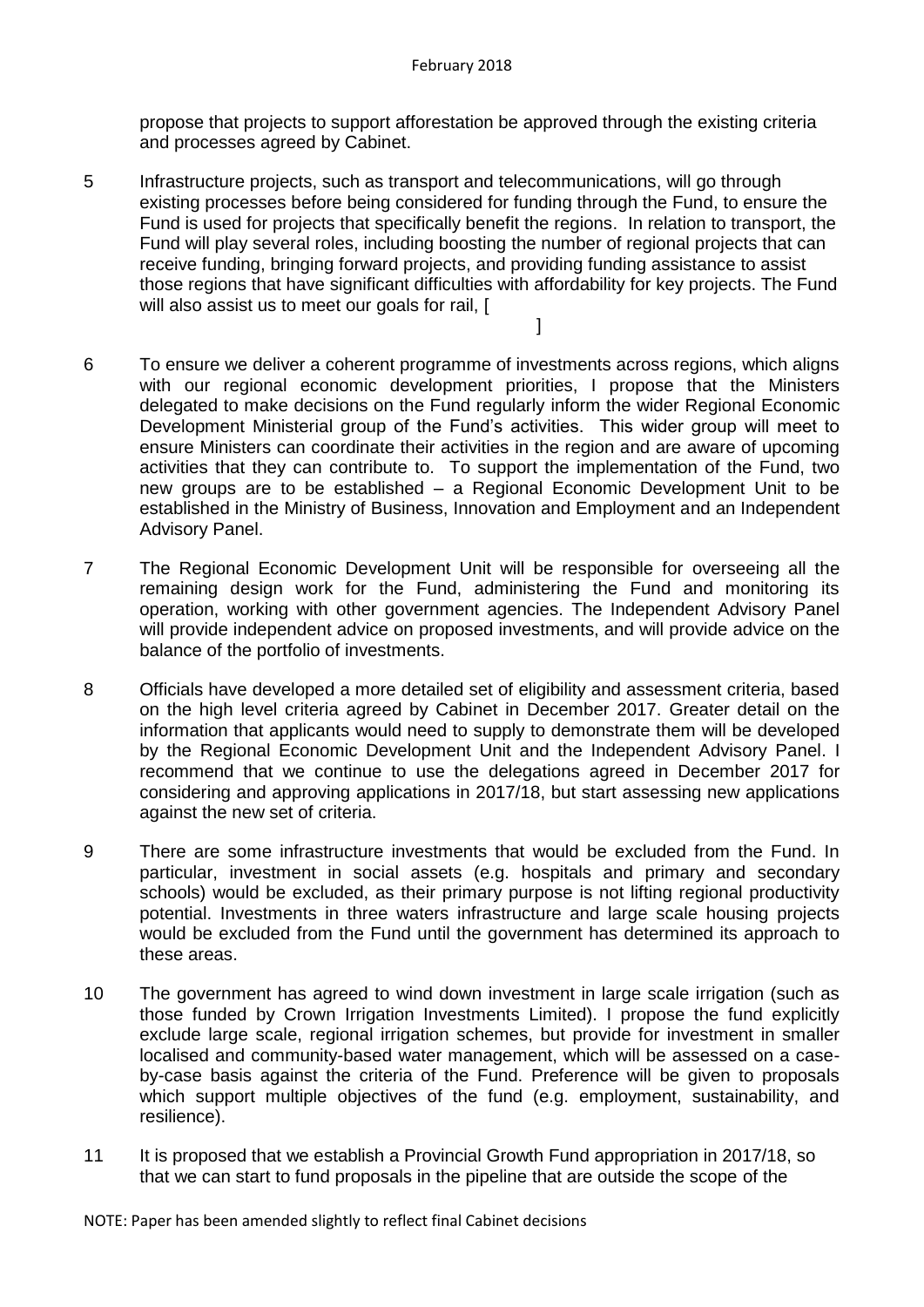propose that projects to support afforestation be approved through the existing criteria and processes agreed by Cabinet.

5 Infrastructure projects, such as transport and telecommunications, will go through existing processes before being considered for funding through the Fund, to ensure the Fund is used for projects that specifically benefit the regions. In relation to transport, the Fund will play several roles, including boosting the number of regional projects that can receive funding, bringing forward projects, and providing funding assistance to assist those regions that have significant difficulties with affordability for key projects. The Fund will also assist us to meet our goals for rail, [ ]

6 To ensure we deliver a coherent programme of investments across regions, which aligns with our regional economic development priorities, I propose that the Ministers delegated to make decisions on the Fund regularly inform the wider Regional Economic Development Ministerial group of the Fund's activities. This wider group will meet to ensure Ministers can coordinate their activities in the region and are aware of upcoming activities that they can contribute to. To support the implementation of the Fund, two new groups are to be established – a Regional Economic Development Unit to be established in the Ministry of Business, Innovation and Employment and an Independent Advisory Panel.

7 The Regional Economic Development Unit will be responsible for overseeing all the remaining design work for the Fund, administering the Fund and monitoring its operation, working with other government agencies. The Independent Advisory Panel will provide independent advice on proposed investments, and will provide advice on the balance of the portfolio of investments.

8 Officials have developed a more detailed set of eligibility and assessment criteria, based on the high level criteria agreed by Cabinet in December 2017. Greater detail on the information that applicants would need to supply to demonstrate them will be developed by the Regional Economic Development Unit and the Independent Advisory Panel. I recommend that we continue to use the delegations agreed in December 2017 for considering and approving applications in 2017/18, but start assessing new applications against the new set of criteria.

9 There are some infrastructure investments that would be excluded from the Fund. In particular, investment in social assets (e.g. hospitals and primary and secondary schools) would be excluded, as their primary purpose is not lifting regional productivity potential. Investments in three waters infrastructure and large scale housing projects would be excluded from the Fund until the government has determined its approach to these areas.

10 The government has agreed to wind down investment in large scale irrigation (such as those funded by Crown Irrigation Investments Limited). I propose the fund explicitly exclude large scale, regional irrigation schemes, but provide for investment in smaller localised and community-based water management, which will be assessed on a case-by-case basis against the criteria of the Fund. Preference will be given to proposals which support multiple objectives of the fund (e.g. employment, sustainability, and resilience).

11 It is proposed that we establish a Provincial Growth Fund appropriation in 2017/18, so that we can start to fund proposals in the pipeline that are outside the scope of the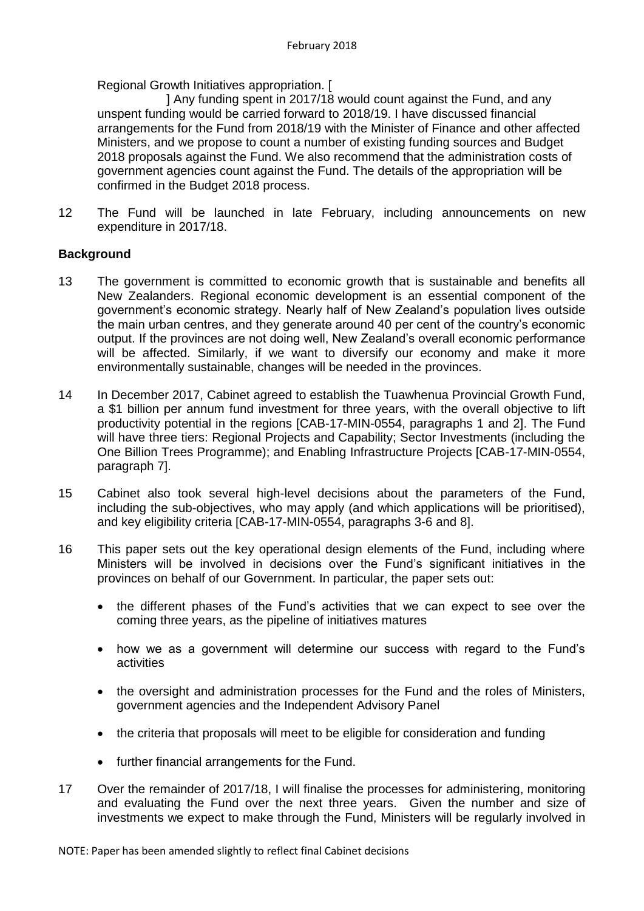Regional Growth Initiatives appropriation. [

] Any funding spent in 2017/18 would count against the Fund, and any unspent funding would be carried forward to 2018/19. I have discussed financial arrangements for the Fund from 2018/19 with the Minister of Finance and other affected Ministers, and we propose to count a number of existing funding sources and Budget 2018 proposals against the Fund. We also recommend that the administration costs of government agencies count against the Fund. The details of the appropriation will be confirmed in the Budget 2018 process.

12 The Fund will be launched in late February, including announcements on new expenditure in 2017/18.

## Background

13 The government is committed to economic growth that is sustainable and benefits all New Zealanders. Regional economic development is an essential component of the government's economic strategy. Nearly half of New Zealand's population lives outside the main urban centres, and they generate around 40 per cent of the country's economic output. If the provinces are not doing well, New Zealand's overall economic performance will be affected. Similarly, if we want to diversify our economy and make it more environmentally sustainable, changes will be needed in the provinces.

14 In December 2017, Cabinet agreed to establish the Tuawhenua Provincial Growth Fund, a $1 billion per annum fund investment for three years, with the overall objective to lift productivity potential in the regions [CAB-17-MIN-0554, paragraphs 1 and 2]. The Fund will have three tiers: Regional Projects and Capability; Sector Investments (including the One Billion Trees Programme); and Enabling Infrastructure Projects [CAB-17-MIN-0554, paragraph 7].

15 Cabinet also took several high-level decisions about the parameters of the Fund, including the sub-objectives, who may apply (and which applications will be prioritised), and key eligibility criteria [CAB-17-MIN-0554, paragraphs 3-6 and 8].

16 This paper sets out the key operational design elements of the Fund, including where Ministers will be involved in decisions over the Fund's significant initiatives in the provinces on behalf of our Government. In particular, the paper sets out:

- the different phases of the Fund's activities that we can expect to see over the coming three years, as the pipeline of initiatives matures
- how we as a government will determine our success with regard to the Fund's activities
- the oversight and administration processes for the Fund and the roles of Ministers, government agencies and the Independent Advisory Panel
- the criteria that proposals will meet to be eligible for consideration and funding
- further financial arrangements for the Fund.

17 Over the remainder of 2017/18, I will finalise the processes for administering, monitoring and evaluating the Fund over the next three years. Given the number and size of investments we expect to make through the Fund, Ministers will be regularly involved in

NOTE: Paper has been amended slightly to reflect final Cabinet decisions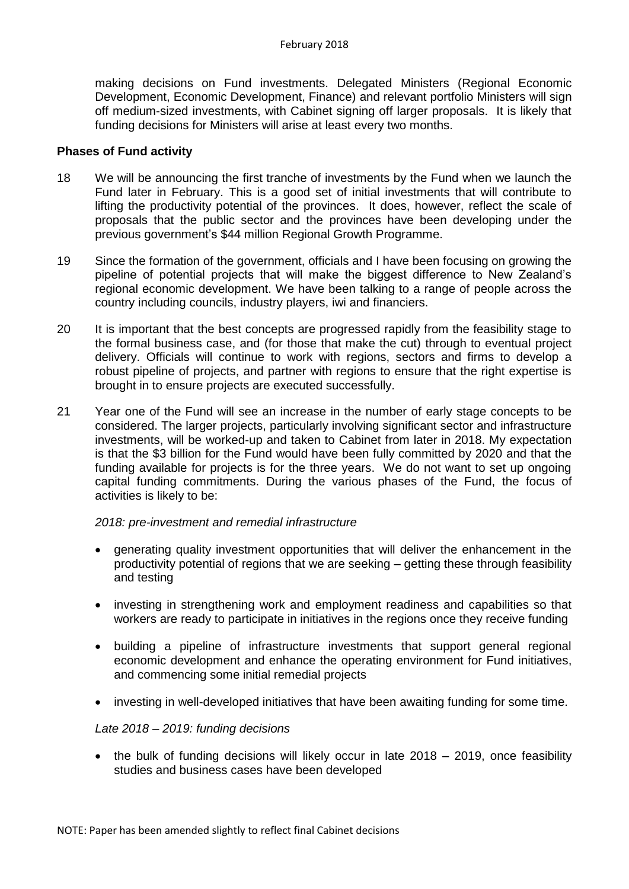making decisions on Fund investments. Delegated Ministers (Regional Economic Development, Economic Development, Finance) and relevant portfolio Ministers will sign off medium-sized investments, with Cabinet signing off larger proposals. It is likely that funding decisions for Ministers will arise at least every two months.

**Phases of Fund activity**

18 We will be announcing the first tranche of investments by the Fund when we launch the Fund later in February. This is a good set of initial investments that will contribute to lifting the productivity potential of the provinces. It does, however, reflect the scale of proposals that the public sector and the provinces have been developing under the previous government's $44 million Regional Growth Programme.

19 Since the formation of the government, officials and I have been focusing on growing the pipeline of potential projects that will make the biggest difference to New Zealand's regional economic development. We have been talking to a range of people across the country including councils, industry players, iwi and financiers.

20 It is important that the best concepts are progressed rapidly from the feasibility stage to the formal business case, and (for those that make the cut) through to eventual project delivery. Officials will continue to work with regions, sectors and firms to develop a robust pipeline of projects, and partner with regions to ensure that the right expertise is brought in to ensure projects are executed successfully.

21 Year one of the Fund will see an increase in the number of early stage concepts to be considered. The larger projects, particularly involving significant sector and infrastructure investments, will be worked-up and taken to Cabinet from later in 2018. My expectation is that the $3 billion for the Fund would have been fully committed by 2020 and that the funding available for projects is for the three years. We do not want to set up ongoing capital funding commitments. During the various phases of the Fund, the focus of activities is likely to be:

*2018: pre-investment and remedial infrastructure*

- generating quality investment opportunities that will deliver the enhancement in the productivity potential of regions that we are seeking – getting these through feasibility and testing
- investing in strengthening work and employment readiness and capabilities so that workers are ready to participate in initiatives in the regions once they receive funding
- building a pipeline of infrastructure investments that support general regional economic development and enhance the operating environment for Fund initiatives, and commencing some initial remedial projects
- investing in well-developed initiatives that have been awaiting funding for some time.

*Late 2018 – 2019: funding decisions*

- the bulk of funding decisions will likely occur in late 2018 – 2019, once feasibility studies and business cases have been developed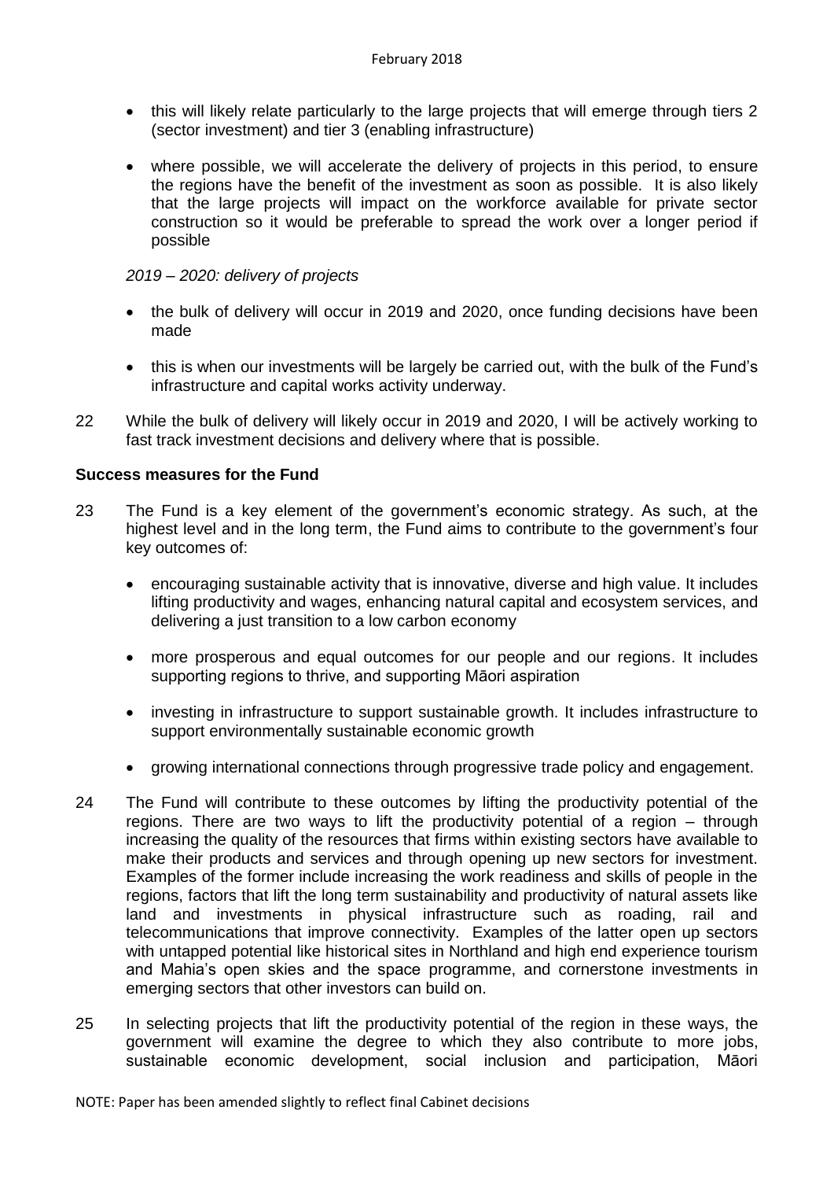- this will likely relate particularly to the large projects that will emerge through tiers 2 (sector investment) and tier 3 (enabling infrastructure)

- where possible, we will accelerate the delivery of projects in this period, to ensure the regions have the benefit of the investment as soon as possible. It is also likely that the large projects will impact on the workforce available for private sector construction so it would be preferable to spread the work over a longer period if possible

*2019 – 2020: delivery of projects*

- the bulk of delivery will occur in 2019 and 2020, once funding decisions have been made

- this is when our investments will be largely be carried out, with the bulk of the Fund's infrastructure and capital works activity underway.

22 While the bulk of delivery will likely occur in 2019 and 2020, I will be actively working to fast track investment decisions and delivery where that is possible.

**Success measures for the Fund**

23 The Fund is a key element of the government's economic strategy. As such, at the highest level and in the long term, the Fund aims to contribute to the government's four key outcomes of:

- encouraging sustainable activity that is innovative, diverse and high value. It includes lifting productivity and wages, enhancing natural capital and ecosystem services, and delivering a just transition to a low carbon economy

- more prosperous and equal outcomes for our people and our regions. It includes supporting regions to thrive, and supporting Māori aspiration

- investing in infrastructure to support sustainable growth. It includes infrastructure to support environmentally sustainable economic growth

- growing international connections through progressive trade policy and engagement.

24 The Fund will contribute to these outcomes by lifting the productivity potential of the regions. There are two ways to lift the productivity potential of a region – through increasing the quality of the resources that firms within existing sectors have available to make their products and services and through opening up new sectors for investment. Examples of the former include increasing the work readiness and skills of people in the regions, factors that lift the long term sustainability and productivity of natural assets like land and investments in physical infrastructure such as roading, rail and telecommunications that improve connectivity. Examples of the latter open up sectors with untapped potential like historical sites in Northland and high end experience tourism and Mahia's open skies and the space programme, and cornerstone investments in emerging sectors that other investors can build on.

25 In selecting projects that lift the productivity potential of the region in these ways, the government will examine the degree to which they also contribute to more jobs, sustainable economic development, social inclusion and participation, Māori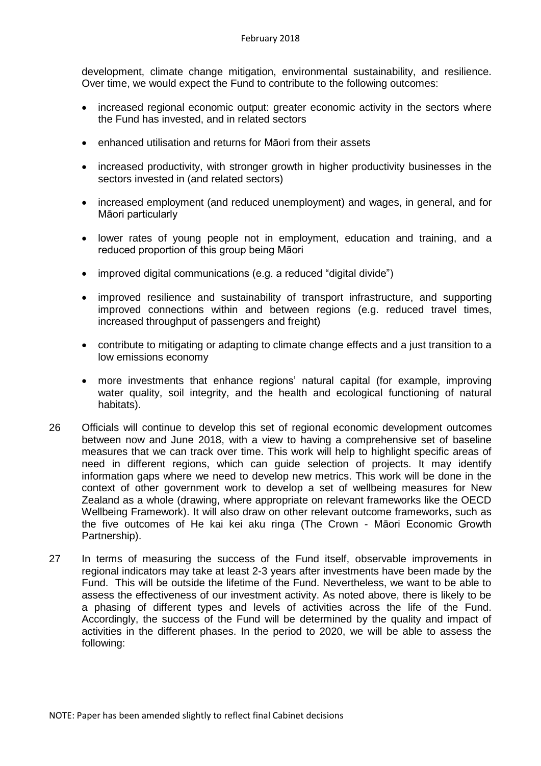development, climate change mitigation, environmental sustainability, and resilience. Over time, we would expect the Fund to contribute to the following outcomes:

- increased regional economic output: greater economic activity in the sectors where the Fund has invested, and in related sectors
- enhanced utilisation and returns for Māori from their assets
- increased productivity, with stronger growth in higher productivity businesses in the sectors invested in (and related sectors)
- increased employment (and reduced unemployment) and wages, in general, and for Māori particularly
- lower rates of young people not in employment, education and training, and a reduced proportion of this group being Māori
- improved digital communications (e.g. a reduced "digital divide")
- improved resilience and sustainability of transport infrastructure, and supporting improved connections within and between regions (e.g. reduced travel times, increased throughput of passengers and freight)
- contribute to mitigating or adapting to climate change effects and a just transition to a low emissions economy
- more investments that enhance regions' natural capital (for example, improving water quality, soil integrity, and the health and ecological functioning of natural habitats).

26 Officials will continue to develop this set of regional economic development outcomes between now and June 2018, with a view to having a comprehensive set of baseline measures that we can track over time. This work will help to highlight specific areas of need in different regions, which can guide selection of projects. It may identify information gaps where we need to develop new metrics. This work will be done in the context of other government work to develop a set of wellbeing measures for New Zealand as a whole (drawing, where appropriate on relevant frameworks like the OECD Wellbeing Framework). It will also draw on other relevant outcome frameworks, such as the five outcomes of He kai kei aku ringa (The Crown - Māori Economic Growth Partnership).

27 In terms of measuring the success of the Fund itself, observable improvements in regional indicators may take at least 2-3 years after investments have been made by the Fund. This will be outside the lifetime of the Fund. Nevertheless, we want to be able to assess the effectiveness of our investment activity. As noted above, there is likely to be a phasing of different types and levels of activities across the life of the Fund. Accordingly, the success of the Fund will be determined by the quality and impact of activities in the different phases. In the period to 2020, we will be able to assess the following: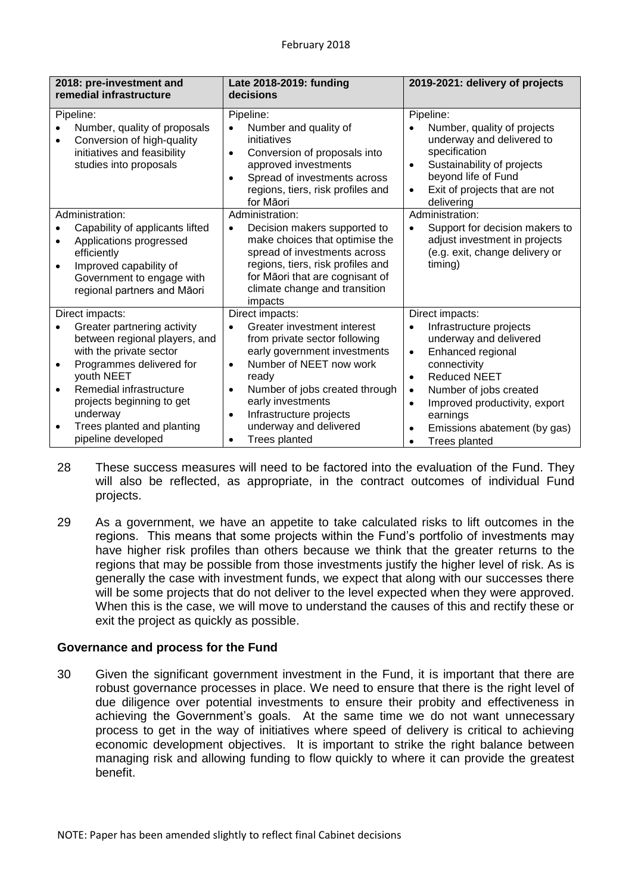| 2018: pre-investment and remedial infrastructure | Late 2018-2019: funding decisions | 2019-2021: delivery of projects |
|---|---|---|
| Pipeline:<br>• Number, quality of proposals<br>• Conversion of high-quality initiatives and feasibility studies into proposals | Pipeline:<br>• Number and quality of initiatives<br>• Conversion of proposals into approved investments<br>• Spread of investments across regions, tiers, risk profiles and for Māori | Pipeline:<br>• Number, quality of projects underway and delivered to specification<br>• Sustainability of projects beyond life of Fund<br>• Exit of projects that are not delivering |
| Administration:<br>• Capability of applicants lifted<br>• Applications progressed efficiently<br>• Improved capability of Government to engage with regional partners and Māori | Administration:<br>• Decision makers supported to make choices that optimise the spread of investments across regions, tiers, risk profiles and for Māori that are cognisant of climate change and transition impacts | Administration:<br>• Support for decision makers to adjust investment in projects (e.g. exit, change delivery or timing) |
| Direct impacts:<br>• Greater partnering activity between regional players, and with the private sector<br>• Programmes delivered for youth NEET<br>• Remedial infrastructure projects beginning to get underway<br>• Trees planted and planting pipeline developed | Direct impacts:<br>• Greater investment interest from private sector following early government investments<br>• Number of NEET now work ready<br>• Number of jobs created through early investments<br>• Infrastructure projects underway and delivered<br>• Trees planted | Direct impacts:<br>• Infrastructure projects underway and delivered<br>• Enhanced regional connectivity<br>• Reduced NEET<br>• Number of jobs created<br>• Improved productivity, export earnings<br>• Emissions abatement (by gas)<br>• Trees planted |

28 These success measures will need to be factored into the evaluation of the Fund. They will also be reflected, as appropriate, in the contract outcomes of individual Fund projects.

29 As a government, we have an appetite to take calculated risks to lift outcomes in the regions. This means that some projects within the Fund's portfolio of investments may have higher risk profiles than others because we think that the greater returns to the regions that may be possible from those investments justify the higher level of risk. As is generally the case with investment funds, we expect that along with our successes there will be some projects that do not deliver to the level expected when they were approved. When this is the case, we will move to understand the causes of this and rectify these or exit the project as quickly as possible.

### Governance and process for the Fund

30 Given the significant government investment in the Fund, it is important that there are robust governance processes in place. We need to ensure that there is the right level of due diligence over potential investments to ensure their probity and effectiveness in achieving the Government's goals. At the same time we do not want unnecessary process to get in the way of initiatives where speed of delivery is critical to achieving economic development objectives. It is important to strike the right balance between managing risk and allowing funding to flow quickly to where it can provide the greatest benefit.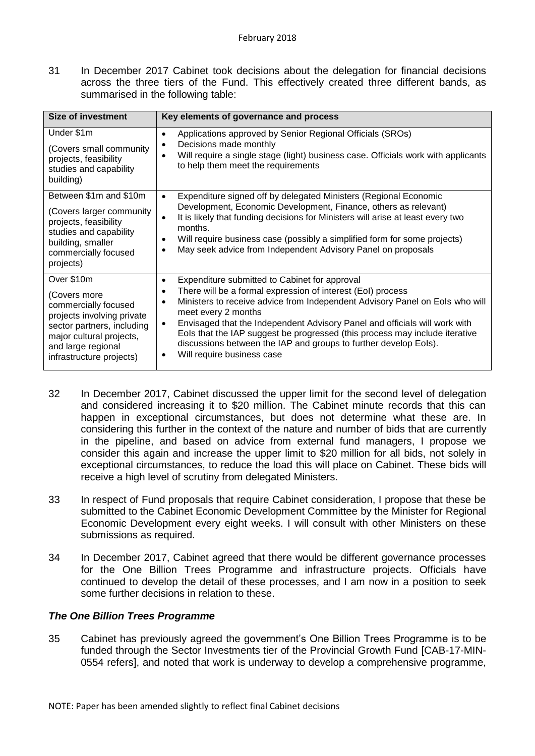31 In December 2017 Cabinet took decisions about the delegation for financial decisions across the three tiers of the Fund. This effectively created three different bands, as summarised in the following table:

| Size of investment | Key elements of governance and process |
|---|---|
| Under \$1m<br><br>(Covers small community projects, feasibility studies and capability building) | • Applications approved by Senior Regional Officials (SROs)<br>• Decisions made monthly<br>• Will require a single stage (light) business case. Officials work with applicants to help them meet the requirements |
| Between \$1m and \$10m<br><br>(Covers larger community projects, feasibility studies and capability building, smaller commercially focused projects) | • Expenditure signed off by delegated Ministers (Regional Economic Development, Economic Development, Finance, others as relevant)<br>• It is likely that funding decisions for Ministers will arise at least every two months.<br>• Will require business case (possibly a simplified form for some projects)<br>• May seek advice from Independent Advisory Panel on proposals |
| Over \$10m<br><br>(Covers more commercially focused projects involving private sector partners, including major cultural projects, and large regional infrastructure projects) | • Expenditure submitted to Cabinet for approval<br>• There will be a formal expression of interest (EoI) process<br>• Ministers to receive advice from Independent Advisory Panel on EoIs who will meet every 2 months<br>• Envisaged that the Independent Advisory Panel and officials will work with EoIs that the IAP suggest be progressed (this process may include iterative discussions between the IAP and groups to further develop EoIs).<br>• Will require business case |

32 In December 2017, Cabinet discussed the upper limit for the second level of delegation and considered increasing it to \$20 million. The Cabinet minute records that this can happen in exceptional circumstances, but does not determine what these are. In considering this further in the context of the nature and number of bids that are currently in the pipeline, and based on advice from external fund managers, I propose we consider this again and increase the upper limit to \$20 million for all bids, not solely in exceptional circumstances, to reduce the load this will place on Cabinet. These bids will receive a high level of scrutiny from delegated Ministers.

33 In respect of Fund proposals that require Cabinet consideration, I propose that these be submitted to the Cabinet Economic Development Committee by the Minister for Regional Economic Development every eight weeks. I will consult with other Ministers on these submissions as required.

34 In December 2017, Cabinet agreed that there would be different governance processes for the One Billion Trees Programme and infrastructure projects. Officials have continued to develop the detail of these processes, and I am now in a position to seek some further decisions in relation to these.

### *The One Billion Trees Programme*

35 Cabinet has previously agreed the government's One Billion Trees Programme is to be funded through the Sector Investments tier of the Provincial Growth Fund [CAB-17-MIN-0554 refers], and noted that work is underway to develop a comprehensive programme,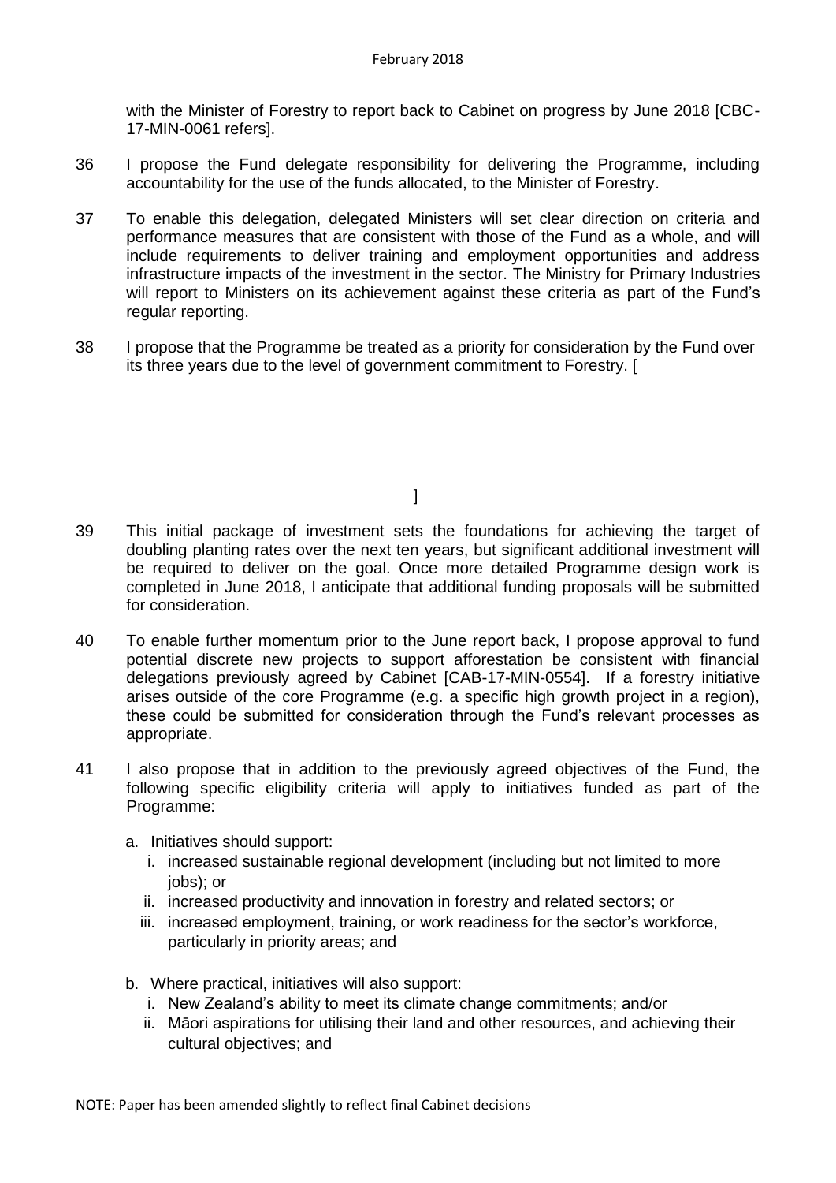with the Minister of Forestry to report back to Cabinet on progress by June 2018 [CBC-17-MIN-0061 refers].

36 I propose the Fund delegate responsibility for delivering the Programme, including accountability for the use of the funds allocated, to the Minister of Forestry.

37 To enable this delegation, delegated Ministers will set clear direction on criteria and performance measures that are consistent with those of the Fund as a whole, and will include requirements to deliver training and employment opportunities and address infrastructure impacts of the investment in the sector. The Ministry for Primary Industries will report to Ministers on its achievement against these criteria as part of the Fund's regular reporting.

38 I propose that the Programme be treated as a priority for consideration by the Fund over its three years due to the level of government commitment to Forestry. [

]

39 This initial package of investment sets the foundations for achieving the target of doubling planting rates over the next ten years, but significant additional investment will be required to deliver on the goal. Once more detailed Programme design work is completed in June 2018, I anticipate that additional funding proposals will be submitted for consideration.

40 To enable further momentum prior to the June report back, I propose approval to fund potential discrete new projects to support afforestation be consistent with financial delegations previously agreed by Cabinet [CAB-17-MIN-0554]. If a forestry initiative arises outside of the core Programme (e.g. a specific high growth project in a region), these could be submitted for consideration through the Fund's relevant processes as appropriate.

41 I also propose that in addition to the previously agreed objectives of the Fund, the following specific eligibility criteria will apply to initiatives funded as part of the Programme:

a. Initiatives should support:
   i. increased sustainable regional development (including but not limited to more jobs); or
   ii. increased productivity and innovation in forestry and related sectors; or
   iii. increased employment, training, or work readiness for the sector's workforce, particularly in priority areas; and

b. Where practical, initiatives will also support:
   i. New Zealand's ability to meet its climate change commitments; and/or
   ii. Māori aspirations for utilising their land and other resources, and achieving their cultural objectives; and

NOTE: Paper has been amended slightly to reflect final Cabinet decisions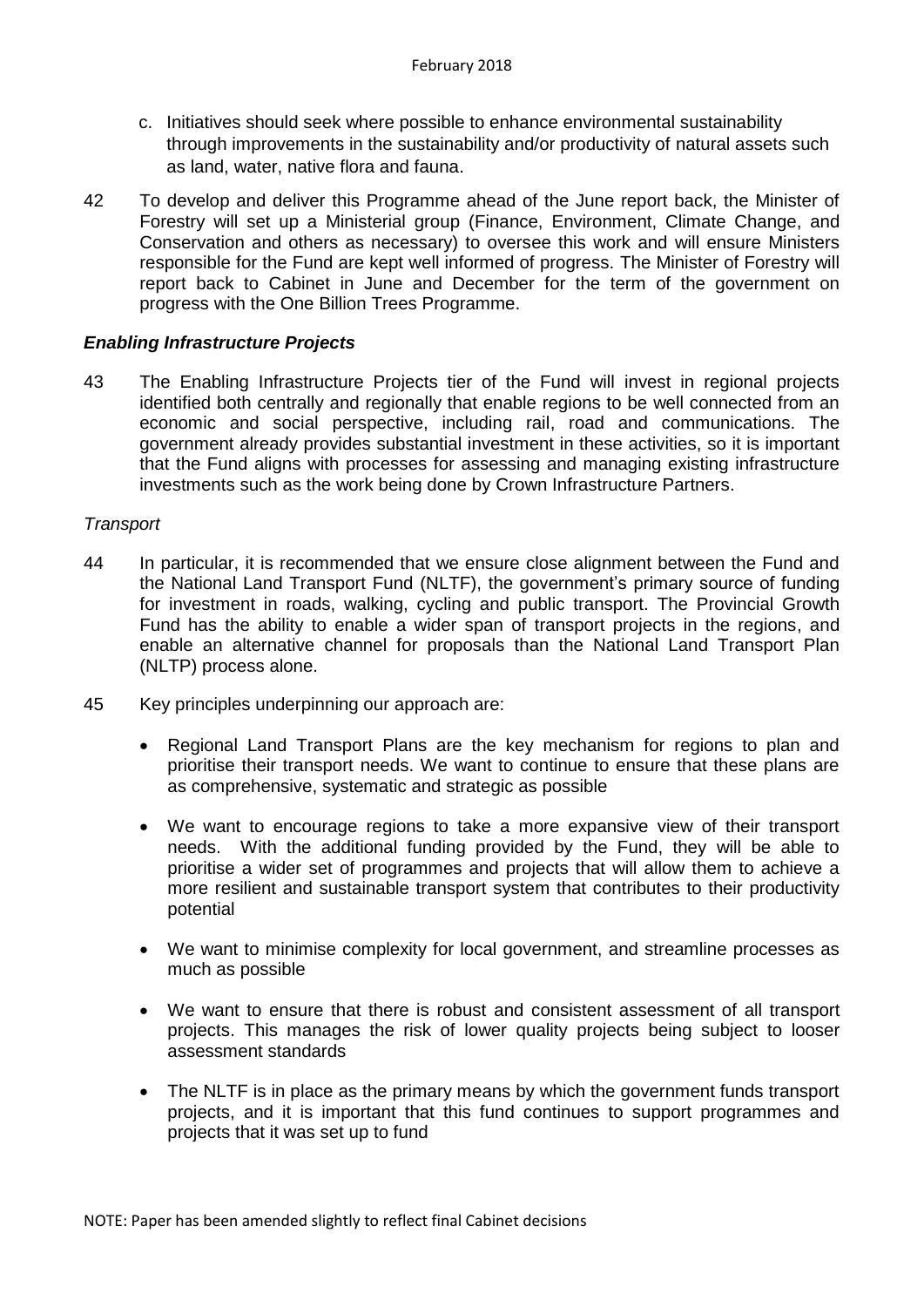c. Initiatives should seek where possible to enhance environmental sustainability through improvements in the sustainability and/or productivity of natural assets such as land, water, native flora and fauna.

42 To develop and deliver this Programme ahead of the June report back, the Minister of Forestry will set up a Ministerial group (Finance, Environment, Climate Change, and Conservation and others as necessary) to oversee this work and will ensure Ministers responsible for the Fund are kept well informed of progress. The Minister of Forestry will report back to Cabinet in June and December for the term of the government on progress with the One Billion Trees Programme.

### *Enabling Infrastructure Projects*

43 The Enabling Infrastructure Projects tier of the Fund will invest in regional projects identified both centrally and regionally that enable regions to be well connected from an economic and social perspective, including rail, road and communications. The government already provides substantial investment in these activities, so it is important that the Fund aligns with processes for assessing and managing existing infrastructure investments such as the work being done by Crown Infrastructure Partners.

*Transport*

44 In particular, it is recommended that we ensure close alignment between the Fund and the National Land Transport Fund (NLTF), the government's primary source of funding for investment in roads, walking, cycling and public transport. The Provincial Growth Fund has the ability to enable a wider span of transport projects in the regions, and enable an alternative channel for proposals than the National Land Transport Plan (NLTP) process alone.

45 Key principles underpinning our approach are:

- Regional Land Transport Plans are the key mechanism for regions to plan and prioritise their transport needs. We want to continue to ensure that these plans are as comprehensive, systematic and strategic as possible

- We want to encourage regions to take a more expansive view of their transport needs. With the additional funding provided by the Fund, they will be able to prioritise a wider set of programmes and projects that will allow them to achieve a more resilient and sustainable transport system that contributes to their productivity potential

- We want to minimise complexity for local government, and streamline processes as much as possible

- We want to ensure that there is robust and consistent assessment of all transport projects. This manages the risk of lower quality projects being subject to looser assessment standards

- The NLTF is in place as the primary means by which the government funds transport projects, and it is important that this fund continues to support programmes and projects that it was set up to fund

NOTE: Paper has been amended slightly to reflect final Cabinet decisions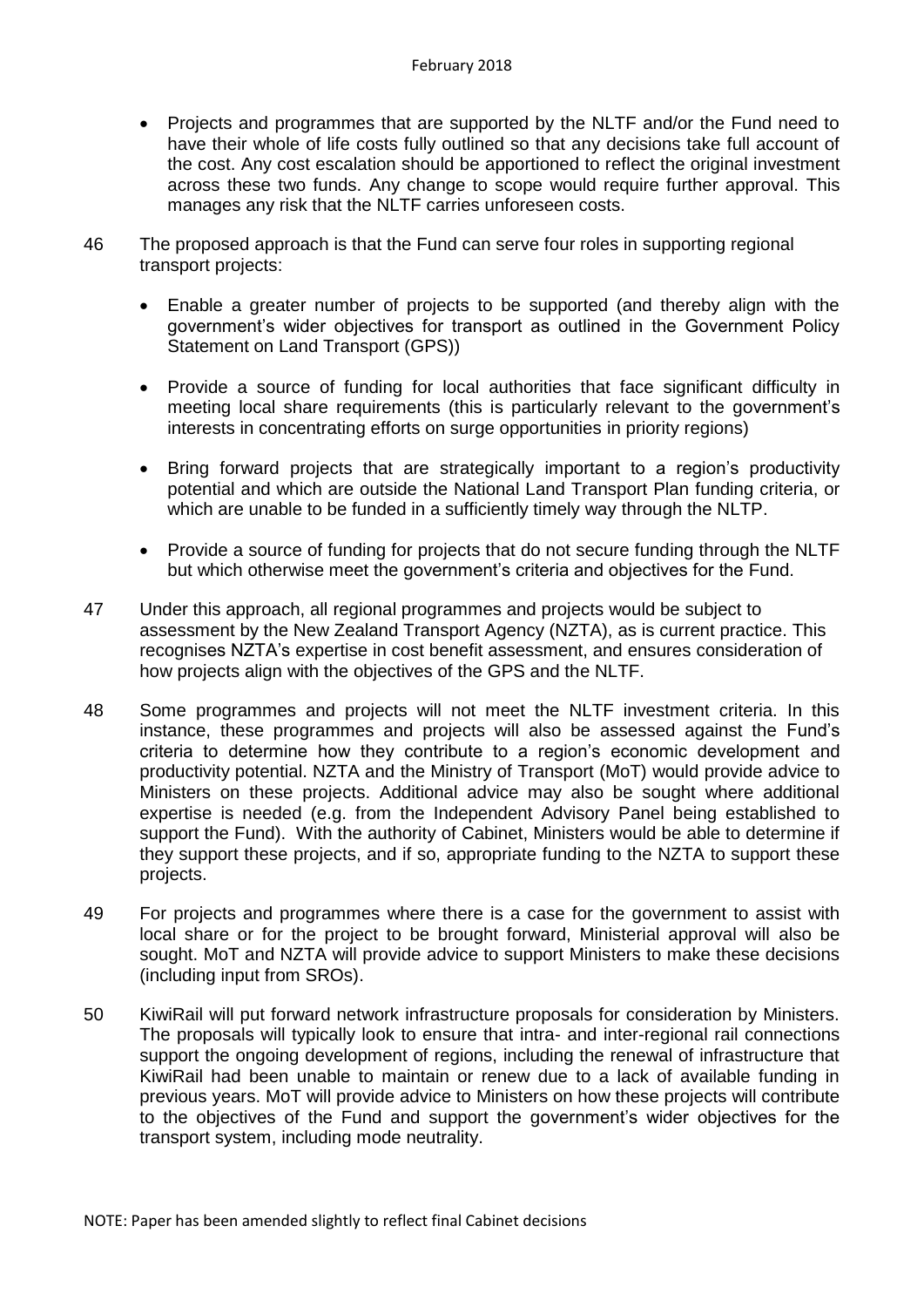- Projects and programmes that are supported by the NLTF and/or the Fund need to have their whole of life costs fully outlined so that any decisions take full account of the cost. Any cost escalation should be apportioned to reflect the original investment across these two funds. Any change to scope would require further approval. This manages any risk that the NLTF carries unforeseen costs.

46 The proposed approach is that the Fund can serve four roles in supporting regional transport projects:

- Enable a greater number of projects to be supported (and thereby align with the government's wider objectives for transport as outlined in the Government Policy Statement on Land Transport (GPS))
- Provide a source of funding for local authorities that face significant difficulty in meeting local share requirements (this is particularly relevant to the government's interests in concentrating efforts on surge opportunities in priority regions)
- Bring forward projects that are strategically important to a region's productivity potential and which are outside the National Land Transport Plan funding criteria, or which are unable to be funded in a sufficiently timely way through the NLTP.
- Provide a source of funding for projects that do not secure funding through the NLTF but which otherwise meet the government's criteria and objectives for the Fund.

47 Under this approach, all regional programmes and projects would be subject to assessment by the New Zealand Transport Agency (NZTA), as is current practice. This recognises NZTA's expertise in cost benefit assessment, and ensures consideration of how projects align with the objectives of the GPS and the NLTF.

48 Some programmes and projects will not meet the NLTF investment criteria. In this instance, these programmes and projects will also be assessed against the Fund's criteria to determine how they contribute to a region's economic development and productivity potential. NZTA and the Ministry of Transport (MoT) would provide advice to Ministers on these projects. Additional advice may also be sought where additional expertise is needed (e.g. from the Independent Advisory Panel being established to support the Fund). With the authority of Cabinet, Ministers would be able to determine if they support these projects, and if so, appropriate funding to the NZTA to support these projects.

49 For projects and programmes where there is a case for the government to assist with local share or for the project to be brought forward, Ministerial approval will also be sought. MoT and NZTA will provide advice to support Ministers to make these decisions (including input from SROs).

50 KiwiRail will put forward network infrastructure proposals for consideration by Ministers. The proposals will typically look to ensure that intra- and inter-regional rail connections support the ongoing development of regions, including the renewal of infrastructure that KiwiRail had been unable to maintain or renew due to a lack of available funding in previous years. MoT will provide advice to Ministers on how these projects will contribute to the objectives of the Fund and support the government's wider objectives for the transport system, including mode neutrality.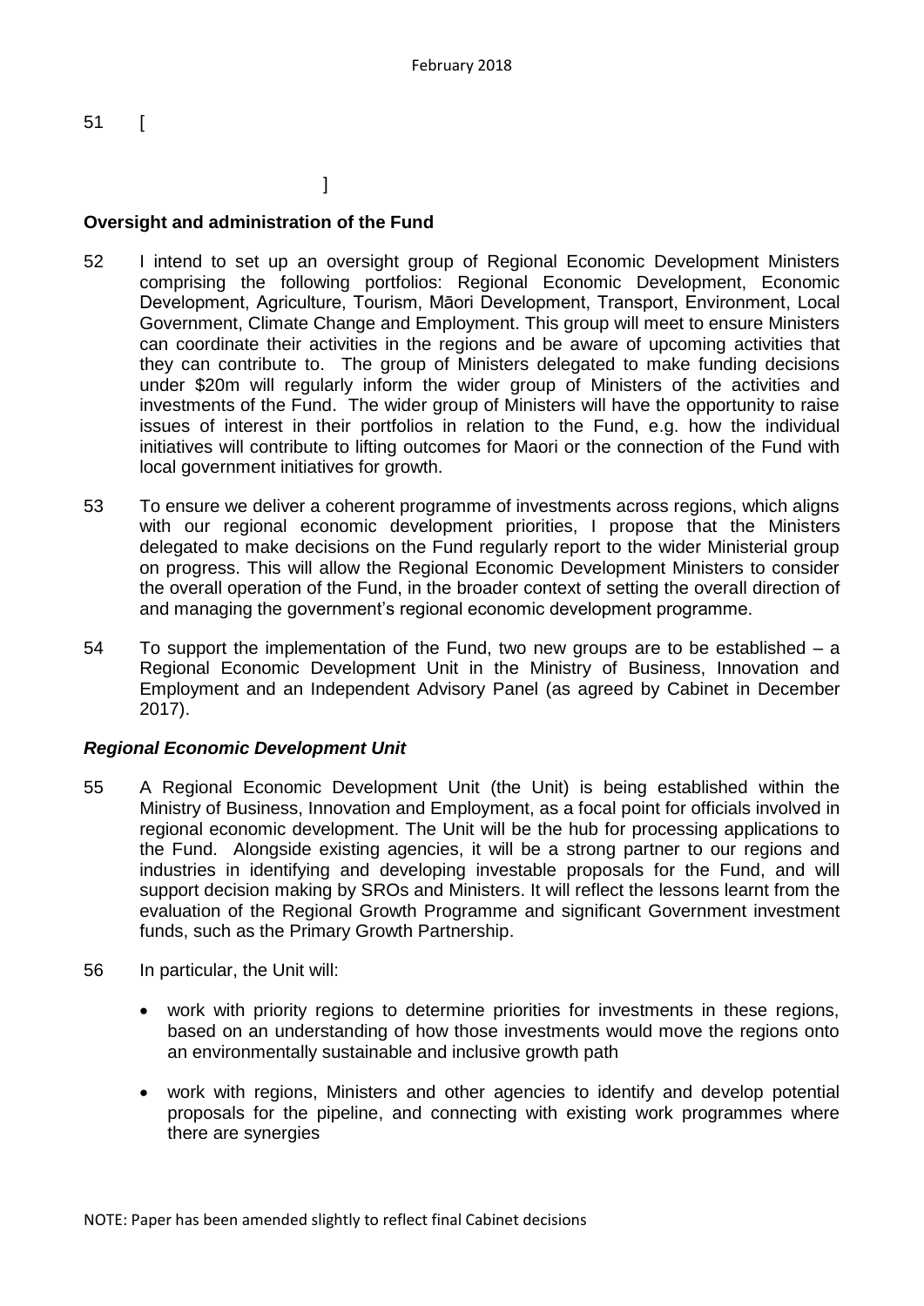51 [

]

**Oversight and administration of the Fund**

52 I intend to set up an oversight group of Regional Economic Development Ministers comprising the following portfolios: Regional Economic Development, Economic Development, Agriculture, Tourism, Māori Development, Transport, Environment, Local Government, Climate Change and Employment. This group will meet to ensure Ministers can coordinate their activities in the regions and be aware of upcoming activities that they can contribute to. The group of Ministers delegated to make funding decisions under $20m will regularly inform the wider group of Ministers of the activities and investments of the Fund. The wider group of Ministers will have the opportunity to raise issues of interest in their portfolios in relation to the Fund, e.g. how the individual initiatives will contribute to lifting outcomes for Maori or the connection of the Fund with local government initiatives for growth.

53 To ensure we deliver a coherent programme of investments across regions, which aligns with our regional economic development priorities, I propose that the Ministers delegated to make decisions on the Fund regularly report to the wider Ministerial group on progress. This will allow the Regional Economic Development Ministers to consider the overall operation of the Fund, in the broader context of setting the overall direction of and managing the government's regional economic development programme.

54 To support the implementation of the Fund, two new groups are to be established – a Regional Economic Development Unit in the Ministry of Business, Innovation and Employment and an Independent Advisory Panel (as agreed by Cabinet in December 2017).

***Regional Economic Development Unit***

55 A Regional Economic Development Unit (the Unit) is being established within the Ministry of Business, Innovation and Employment, as a focal point for officials involved in regional economic development. The Unit will be the hub for processing applications to the Fund. Alongside existing agencies, it will be a strong partner to our regions and industries in identifying and developing investable proposals for the Fund, and will support decision making by SROs and Ministers. It will reflect the lessons learnt from the evaluation of the Regional Growth Programme and significant Government investment funds, such as the Primary Growth Partnership.

56 In particular, the Unit will:

- work with priority regions to determine priorities for investments in these regions, based on an understanding of how those investments would move the regions onto an environmentally sustainable and inclusive growth path
- work with regions, Ministers and other agencies to identify and develop potential proposals for the pipeline, and connecting with existing work programmes where there are synergies

NOTE: Paper has been amended slightly to reflect final Cabinet decisions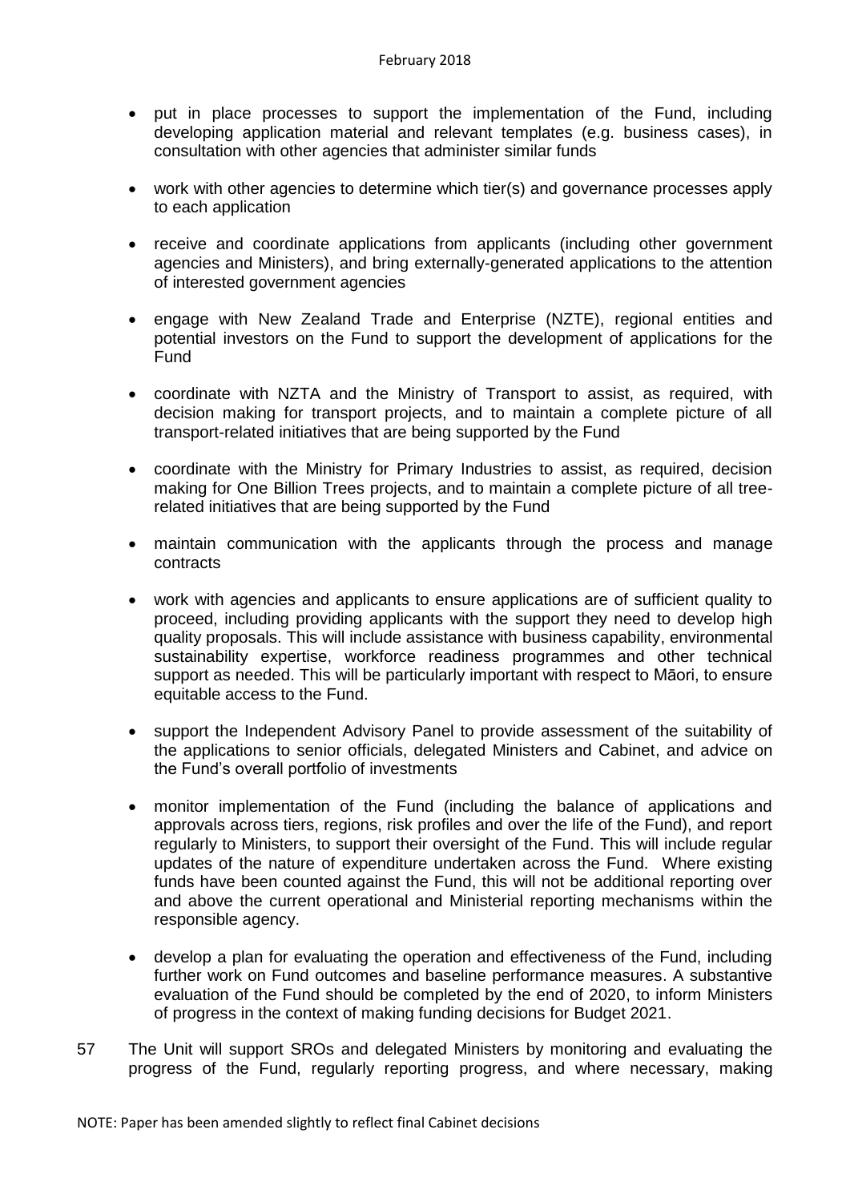- put in place processes to support the implementation of the Fund, including developing application material and relevant templates (e.g. business cases), in consultation with other agencies that administer similar funds

- work with other agencies to determine which tier(s) and governance processes apply to each application

- receive and coordinate applications from applicants (including other government agencies and Ministers), and bring externally-generated applications to the attention of interested government agencies

- engage with New Zealand Trade and Enterprise (NZTE), regional entities and potential investors on the Fund to support the development of applications for the Fund

- coordinate with NZTA and the Ministry of Transport to assist, as required, with decision making for transport projects, and to maintain a complete picture of all transport-related initiatives that are being supported by the Fund

- coordinate with the Ministry for Primary Industries to assist, as required, decision making for One Billion Trees projects, and to maintain a complete picture of all tree-related initiatives that are being supported by the Fund

- maintain communication with the applicants through the process and manage contracts

- work with agencies and applicants to ensure applications are of sufficient quality to proceed, including providing applicants with the support they need to develop high quality proposals. This will include assistance with business capability, environmental sustainability expertise, workforce readiness programmes and other technical support as needed. This will be particularly important with respect to Māori, to ensure equitable access to the Fund.

- support the Independent Advisory Panel to provide assessment of the suitability of the applications to senior officials, delegated Ministers and Cabinet, and advice on the Fund's overall portfolio of investments

- monitor implementation of the Fund (including the balance of applications and approvals across tiers, regions, risk profiles and over the life of the Fund), and report regularly to Ministers, to support their oversight of the Fund. This will include regular updates of the nature of expenditure undertaken across the Fund. Where existing funds have been counted against the Fund, this will not be additional reporting over and above the current operational and Ministerial reporting mechanisms within the responsible agency.

- develop a plan for evaluating the operation and effectiveness of the Fund, including further work on Fund outcomes and baseline performance measures. A substantive evaluation of the Fund should be completed by the end of 2020, to inform Ministers of progress in the context of making funding decisions for Budget 2021.

57 The Unit will support SROs and delegated Ministers by monitoring and evaluating the progress of the Fund, regularly reporting progress, and where necessary, making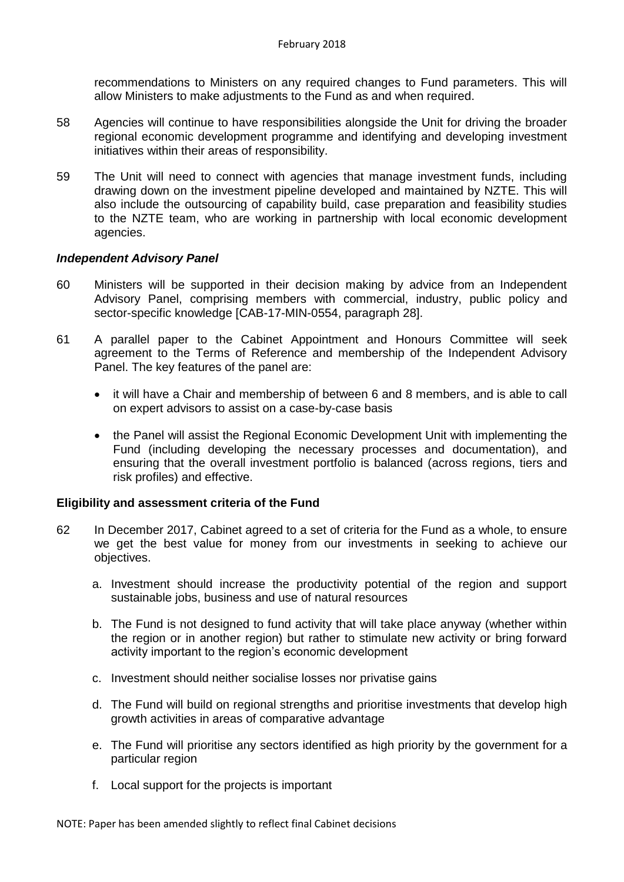recommendations to Ministers on any required changes to Fund parameters. This will allow Ministers to make adjustments to the Fund as and when required.

58 Agencies will continue to have responsibilities alongside the Unit for driving the broader regional economic development programme and identifying and developing investment initiatives within their areas of responsibility.

59 The Unit will need to connect with agencies that manage investment funds, including drawing down on the investment pipeline developed and maintained by NZTE. This will also include the outsourcing of capability build, case preparation and feasibility studies to the NZTE team, who are working in partnership with local economic development agencies.

***Independent Advisory Panel***

60 Ministers will be supported in their decision making by advice from an Independent Advisory Panel, comprising members with commercial, industry, public policy and sector-specific knowledge [CAB-17-MIN-0554, paragraph 28].

61 A parallel paper to the Cabinet Appointment and Honours Committee will seek agreement to the Terms of Reference and membership of the Independent Advisory Panel. The key features of the panel are:

- it will have a Chair and membership of between 6 and 8 members, and is able to call on expert advisors to assist on a case-by-case basis
- the Panel will assist the Regional Economic Development Unit with implementing the Fund (including developing the necessary processes and documentation), and ensuring that the overall investment portfolio is balanced (across regions, tiers and risk profiles) and effective.

**Eligibility and assessment criteria of the Fund**

62 In December 2017, Cabinet agreed to a set of criteria for the Fund as a whole, to ensure we get the best value for money from our investments in seeking to achieve our objectives.

a. Investment should increase the productivity potential of the region and support sustainable jobs, business and use of natural resources

b. The Fund is not designed to fund activity that will take place anyway (whether within the region or in another region) but rather to stimulate new activity or bring forward activity important to the region's economic development

c. Investment should neither socialise losses nor privatise gains

d. The Fund will build on regional strengths and prioritise investments that develop high growth activities in areas of comparative advantage

e. The Fund will prioritise any sectors identified as high priority by the government for a particular region

f. Local support for the projects is important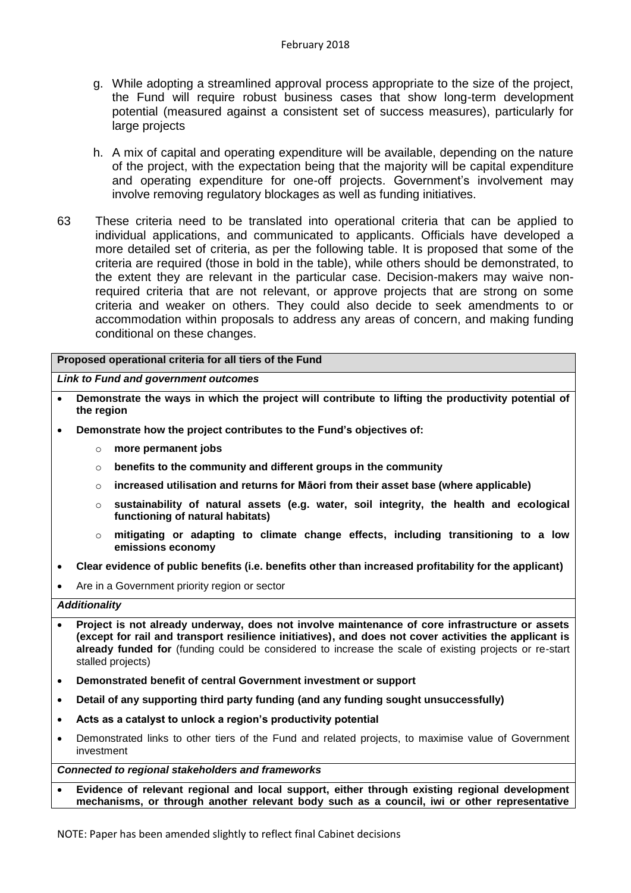g. While adopting a streamlined approval process appropriate to the size of the project, the Fund will require robust business cases that show long-term development potential (measured against a consistent set of success measures), particularly for large projects

h. A mix of capital and operating expenditure will be available, depending on the nature of the project, with the expectation being that the majority will be capital expenditure and operating expenditure for one-off projects. Government's involvement may involve removing regulatory blockages as well as funding initiatives.

63 These criteria need to be translated into operational criteria that can be applied to individual applications, and communicated to applicants. Officials have developed a more detailed set of criteria, as per the following table. It is proposed that some of the criteria are required (those in bold in the table), while others should be demonstrated, to the extent they are relevant in the particular case. Decision-makers may waive non-required criteria that are not relevant, or approve projects that are strong on some criteria and weaker on others. They could also decide to seek amendments to or accommodation within proposals to address any areas of concern, and making funding conditional on these changes.

| **Proposed operational criteria for all tiers of the Fund** |
|---|
| ***Link to Fund and government outcomes*** |
| • **Demonstrate the ways in which the project will contribute to lifting the productivity potential of the region**<br>• **Demonstrate how the project contributes to the Fund's objectives of:**<br>  ○ **more permanent jobs**<br>  ○ **benefits to the community and different groups in the community**<br>  ○ **increased utilisation and returns for Māori from their asset base (where applicable)**<br>  ○ **sustainability of natural assets (e.g. water, soil integrity, the health and ecological functioning of natural habitats)**<br>  ○ **mitigating or adapting to climate change effects, including transitioning to a low emissions economy**<br>• **Clear evidence of public benefits (i.e. benefits other than increased profitability for the applicant)**<br>• Are in a Government priority region or sector |
| ***Additionality*** |
| • **Project is not already underway, does not involve maintenance of core infrastructure or assets (except for rail and transport resilience initiatives), and does not cover activities the applicant is already funded for** (funding could be considered to increase the scale of existing projects or re-start stalled projects)<br>• **Demonstrated benefit of central Government investment or support**<br>• **Detail of any supporting third party funding (and any funding sought unsuccessfully)**<br>• **Acts as a catalyst to unlock a region's productivity potential**<br>• Demonstrated links to other tiers of the Fund and related projects, to maximise value of Government investment |
| ***Connected to regional stakeholders and frameworks*** |
| • **Evidence of relevant regional and local support, either through existing regional development mechanisms, or through another relevant body such as a council, iwi or other representative** |

NOTE: Paper has been amended slightly to reflect final Cabinet decisions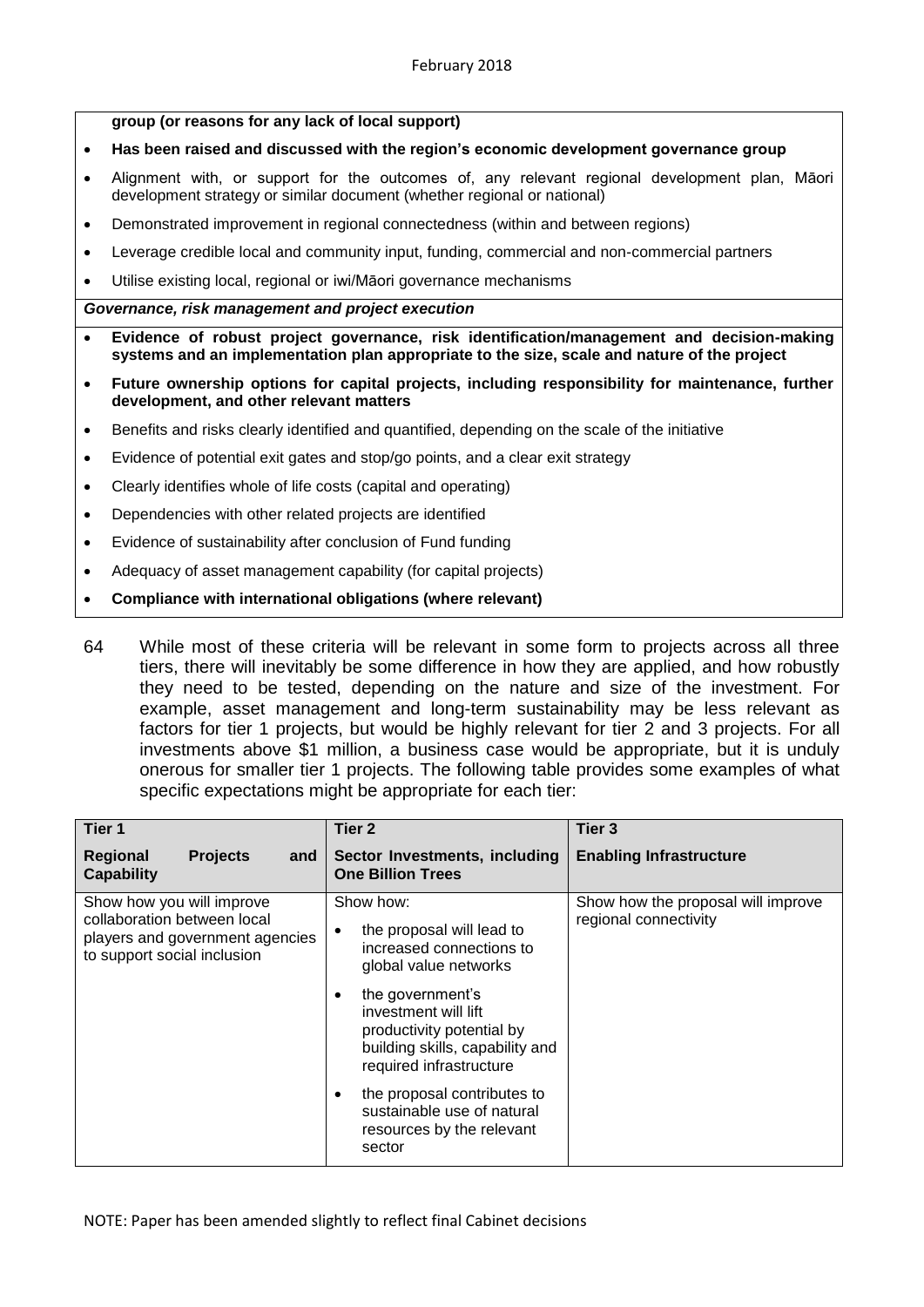**group (or reasons for any lack of local support)**

- **Has been raised and discussed with the region's economic development governance group**
- Alignment with, or support for the outcomes of, any relevant regional development plan, Māori development strategy or similar document (whether regional or national)
- Demonstrated improvement in regional connectedness (within and between regions)
- Leverage credible local and community input, funding, commercial and non-commercial partners
- Utilise existing local, regional or iwi/Māori governance mechanisms

***Governance, risk management and project execution***

- **Evidence of robust project governance, risk identification/management and decision-making systems and an implementation plan appropriate to the size, scale and nature of the project**
- **Future ownership options for capital projects, including responsibility for maintenance, further development, and other relevant matters**
- Benefits and risks clearly identified and quantified, depending on the scale of the initiative
- Evidence of potential exit gates and stop/go points, and a clear exit strategy
- Clearly identifies whole of life costs (capital and operating)
- Dependencies with other related projects are identified
- Evidence of sustainability after conclusion of Fund funding
- Adequacy of asset management capability (for capital projects)
- **Compliance with international obligations (where relevant)**

64 While most of these criteria will be relevant in some form to projects across all three tiers, there will inevitably be some difference in how they are applied, and how robustly they need to be tested, depending on the nature and size of the investment. For example, asset management and long-term sustainability may be less relevant as factors for tier 1 projects, but would be highly relevant for tier 2 and 3 projects. For all investments above $1 million, a business case would be appropriate, but it is unduly onerous for smaller tier 1 projects. The following table provides some examples of what specific expectations might be appropriate for each tier:

| **Tier 1**<br>**Regional Projects and Capability** | **Tier 2**<br>**Sector Investments, including One Billion Trees** | **Tier 3**<br>**Enabling Infrastructure** |
|---|---|---|
| Show how you will improve collaboration between local players and government agencies to support social inclusion | Show how:<br>• the proposal will lead to increased connections to global value networks<br>• the government's investment will lift productivity potential by building skills, capability and required infrastructure<br>• the proposal contributes to sustainable use of natural resources by the relevant sector | Show how the proposal will improve regional connectivity |

NOTE: Paper has been amended slightly to reflect final Cabinet decisions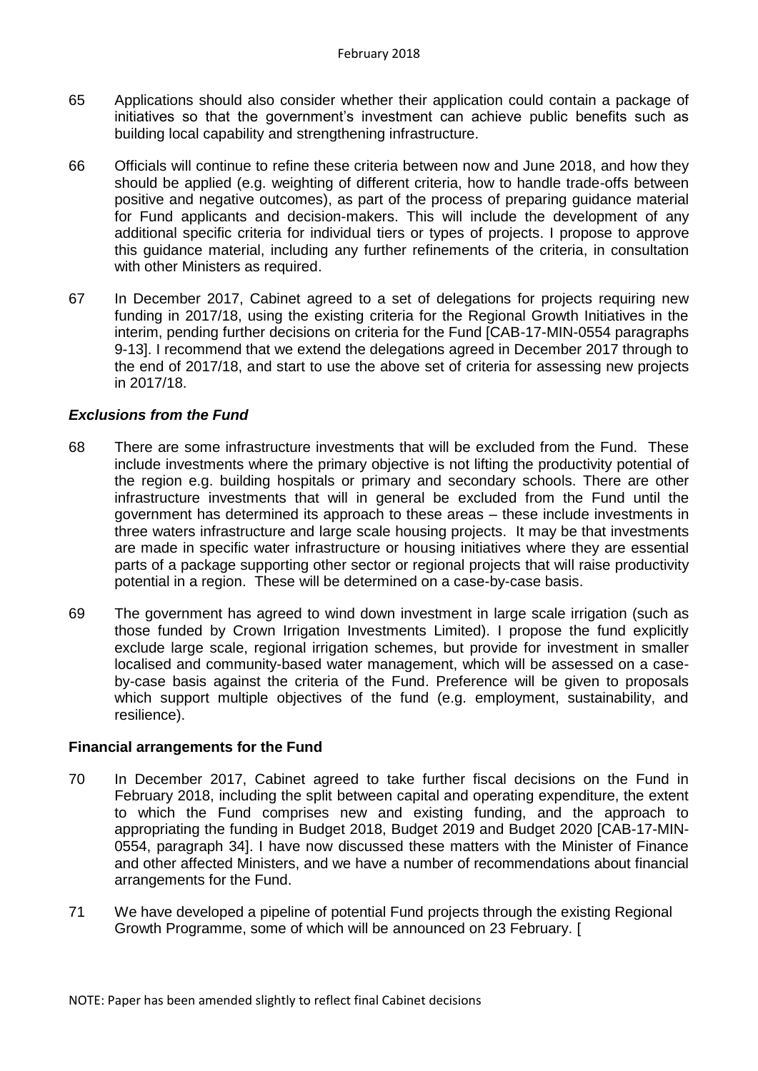65 Applications should also consider whether their application could contain a package of initiatives so that the government's investment can achieve public benefits such as building local capability and strengthening infrastructure.

66 Officials will continue to refine these criteria between now and June 2018, and how they should be applied (e.g. weighting of different criteria, how to handle trade-offs between positive and negative outcomes), as part of the process of preparing guidance material for Fund applicants and decision-makers. This will include the development of any additional specific criteria for individual tiers or types of projects. I propose to approve this guidance material, including any further refinements of the criteria, in consultation with other Ministers as required.

67 In December 2017, Cabinet agreed to a set of delegations for projects requiring new funding in 2017/18, using the existing criteria for the Regional Growth Initiatives in the interim, pending further decisions on criteria for the Fund [CAB-17-MIN-0554 paragraphs 9-13]. I recommend that we extend the delegations agreed in December 2017 through to the end of 2017/18, and start to use the above set of criteria for assessing new projects in 2017/18.

### *Exclusions from the Fund*

68 There are some infrastructure investments that will be excluded from the Fund. These include investments where the primary objective is not lifting the productivity potential of the region e.g. building hospitals or primary and secondary schools. There are other infrastructure investments that will in general be excluded from the Fund until the government has determined its approach to these areas – these include investments in three waters infrastructure and large scale housing projects. It may be that investments are made in specific water infrastructure or housing initiatives where they are essential parts of a package supporting other sector or regional projects that will raise productivity potential in a region. These will be determined on a case-by-case basis.

69 The government has agreed to wind down investment in large scale irrigation (such as those funded by Crown Irrigation Investments Limited). I propose the fund explicitly exclude large scale, regional irrigation schemes, but provide for investment in smaller localised and community-based water management, which will be assessed on a case-by-case basis against the criteria of the Fund. Preference will be given to proposals which support multiple objectives of the fund (e.g. employment, sustainability, and resilience).

### **Financial arrangements for the Fund**

70 In December 2017, Cabinet agreed to take further fiscal decisions on the Fund in February 2018, including the split between capital and operating expenditure, the extent to which the Fund comprises new and existing funding, and the approach to appropriating the funding in Budget 2018, Budget 2019 and Budget 2020 [CAB-17-MIN-0554, paragraph 34]. I have now discussed these matters with the Minister of Finance and other affected Ministers, and we have a number of recommendations about financial arrangements for the Fund.

71 We have developed a pipeline of potential Fund projects through the existing Regional Growth Programme, some of which will be announced on 23 February. [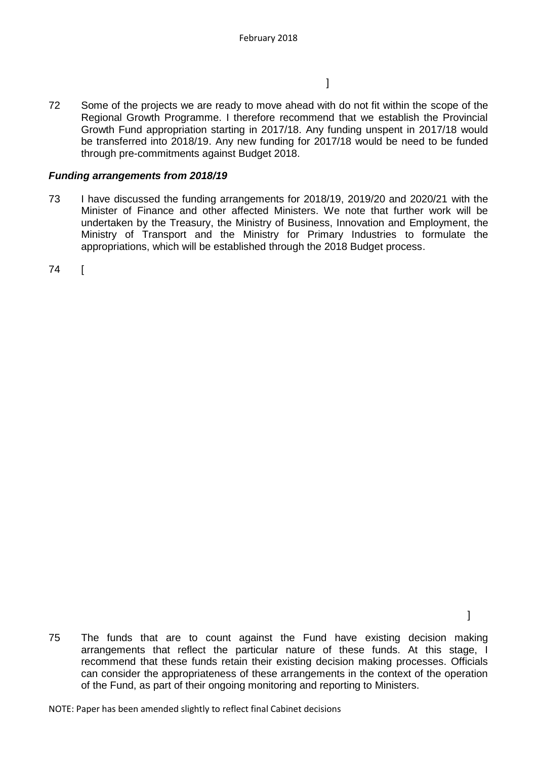]

72 Some of the projects we are ready to move ahead with do not fit within the scope of the Regional Growth Programme. I therefore recommend that we establish the Provincial Growth Fund appropriation starting in 2017/18. Any funding unspent in 2017/18 would be transferred into 2018/19. Any new funding for 2017/18 would be need to be funded through pre-commitments against Budget 2018.

***Funding arrangements from 2018/19***

73 I have discussed the funding arrangements for 2018/19, 2019/20 and 2020/21 with the Minister of Finance and other affected Ministers. We note that further work will be undertaken by the Treasury, the Ministry of Business, Innovation and Employment, the Ministry of Transport and the Ministry for Primary Industries to formulate the appropriations, which will be established through the 2018 Budget process.

74 [

]

75 The funds that are to count against the Fund have existing decision making arrangements that reflect the particular nature of these funds. At this stage, I recommend that these funds retain their existing decision making processes. Officials can consider the appropriateness of these arrangements in the context of the operation of the Fund, as part of their ongoing monitoring and reporting to Ministers.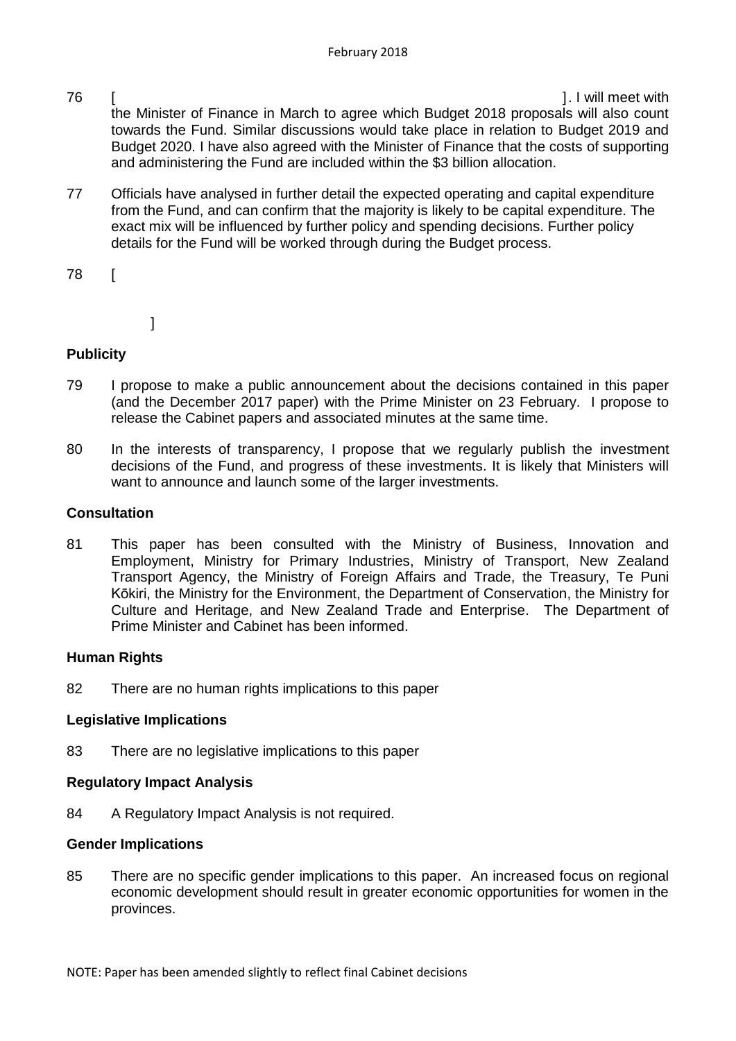76 [ ]. I will meet with the Minister of Finance in March to agree which Budget 2018 proposals will also count towards the Fund. Similar discussions would take place in relation to Budget 2019 and Budget 2020. I have also agreed with the Minister of Finance that the costs of supporting and administering the Fund are included within the $3 billion allocation.

77 Officials have analysed in further detail the expected operating and capital expenditure from the Fund, and can confirm that the majority is likely to be capital expenditure. The exact mix will be influenced by further policy and spending decisions. Further policy details for the Fund will be worked through during the Budget process.

78 [

]

## Publicity

79 I propose to make a public announcement about the decisions contained in this paper (and the December 2017 paper) with the Prime Minister on 23 February. I propose to release the Cabinet papers and associated minutes at the same time.

80 In the interests of transparency, I propose that we regularly publish the investment decisions of the Fund, and progress of these investments. It is likely that Ministers will want to announce and launch some of the larger investments.

## Consultation

81 This paper has been consulted with the Ministry of Business, Innovation and Employment, Ministry for Primary Industries, Ministry of Transport, New Zealand Transport Agency, the Ministry of Foreign Affairs and Trade, the Treasury, Te Puni Kōkiri, the Ministry for the Environment, the Department of Conservation, the Ministry for Culture and Heritage, and New Zealand Trade and Enterprise. The Department of Prime Minister and Cabinet has been informed.

## Human Rights

82 There are no human rights implications to this paper

## Legislative Implications

83 There are no legislative implications to this paper

## Regulatory Impact Analysis

84 A Regulatory Impact Analysis is not required.

## Gender Implications

85 There are no specific gender implications to this paper. An increased focus on regional economic development should result in greater economic opportunities for women in the provinces.

NOTE: Paper has been amended slightly to reflect final Cabinet decisions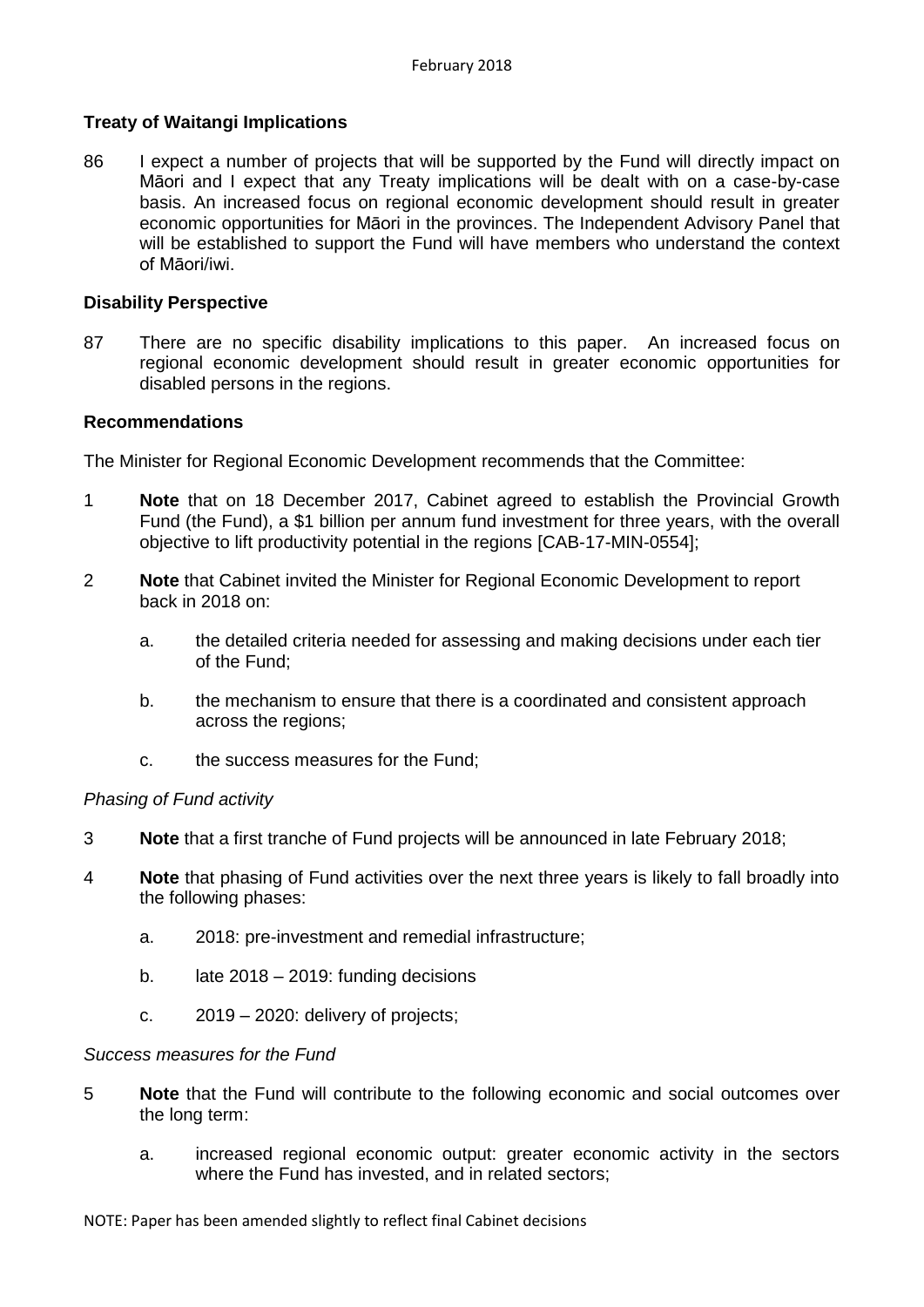## Treaty of Waitangi Implications

86 I expect a number of projects that will be supported by the Fund will directly impact on Māori and I expect that any Treaty implications will be dealt with on a case-by-case basis. An increased focus on regional economic development should result in greater economic opportunities for Māori in the provinces. The Independent Advisory Panel that will be established to support the Fund will have members who understand the context of Māori/iwi.

## Disability Perspective

87 There are no specific disability implications to this paper. An increased focus on regional economic development should result in greater economic opportunities for disabled persons in the regions.

## Recommendations

The Minister for Regional Economic Development recommends that the Committee:

1 **Note** that on 18 December 2017, Cabinet agreed to establish the Provincial Growth Fund (the Fund), a $1 billion per annum fund investment for three years, with the overall objective to lift productivity potential in the regions [CAB-17-MIN-0554];

2 **Note** that Cabinet invited the Minister for Regional Economic Development to report back in 2018 on:

  a. the detailed criteria needed for assessing and making decisions under each tier of the Fund;

  b. the mechanism to ensure that there is a coordinated and consistent approach across the regions;

  c. the success measures for the Fund;

*Phasing of Fund activity*

3 **Note** that a first tranche of Fund projects will be announced in late February 2018;

4 **Note** that phasing of Fund activities over the next three years is likely to fall broadly into the following phases:

  a. 2018: pre-investment and remedial infrastructure;

  b. late 2018 – 2019: funding decisions

  c. 2019 – 2020: delivery of projects;

*Success measures for the Fund*

5 **Note** that the Fund will contribute to the following economic and social outcomes over the long term:

  a. increased regional economic output: greater economic activity in the sectors where the Fund has invested, and in related sectors;

NOTE: Paper has been amended slightly to reflect final Cabinet decisions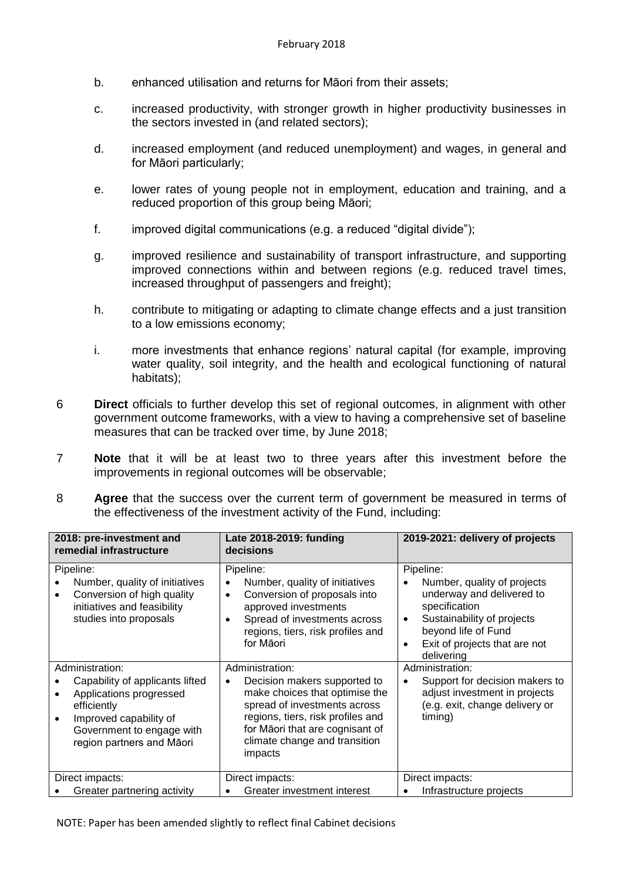b. enhanced utilisation and returns for Māori from their assets;

c. increased productivity, with stronger growth in higher productivity businesses in the sectors invested in (and related sectors);

d. increased employment (and reduced unemployment) and wages, in general and for Māori particularly;

e. lower rates of young people not in employment, education and training, and a reduced proportion of this group being Māori;

f. improved digital communications (e.g. a reduced "digital divide");

g. improved resilience and sustainability of transport infrastructure, and supporting improved connections within and between regions (e.g. reduced travel times, increased throughput of passengers and freight);

h. contribute to mitigating or adapting to climate change effects and a just transition to a low emissions economy;

i. more investments that enhance regions' natural capital (for example, improving water quality, soil integrity, and the health and ecological functioning of natural habitats);

6 **Direct** officials to further develop this set of regional outcomes, in alignment with other government outcome frameworks, with a view to having a comprehensive set of baseline measures that can be tracked over time, by June 2018;

7 **Note** that it will be at least two to three years after this investment before the improvements in regional outcomes will be observable;

8 **Agree** that the success over the current term of government be measured in terms of the effectiveness of the investment activity of the Fund, including:

| 2018: pre-investment and remedial infrastructure | Late 2018-2019: funding decisions | 2019-2021: delivery of projects |
|---|---|---|
| Pipeline:<br>• Number, quality of initiatives<br>• Conversion of high quality initiatives and feasibility studies into proposals | Pipeline:<br>• Number, quality of initiatives<br>• Conversion of proposals into approved investments<br>• Spread of investments across regions, tiers, risk profiles and for Māori | Pipeline:<br>• Number, quality of projects underway and delivered to specification<br>• Sustainability of projects beyond life of Fund<br>• Exit of projects that are not delivering |
| Administration:<br>• Capability of applicants lifted<br>• Applications progressed efficiently<br>• Improved capability of Government to engage with region partners and Māori | Administration:<br>• Decision makers supported to make choices that optimise the spread of investments across regions, tiers, risk profiles and for Māori that are cognisant of climate change and transition impacts | Administration:<br>• Support for decision makers to adjust investment in projects (e.g. exit, change delivery or timing) |
| Direct impacts:<br>• Greater partnering activity | Direct impacts:<br>• Greater investment interest | Direct impacts:<br>• Infrastructure projects |

NOTE: Paper has been amended slightly to reflect final Cabinet decisions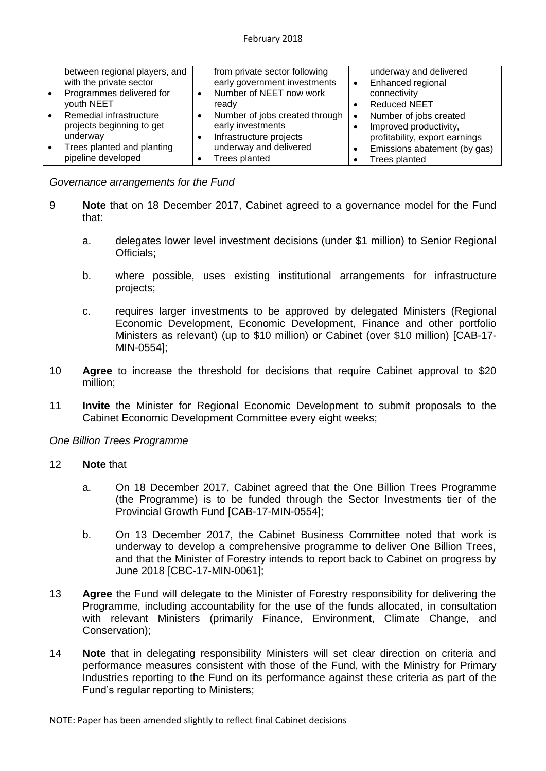| | | |
|---|---|---|
| between regional players, and with the private sector<br>• Programmes delivered for youth NEET<br>• Remedial infrastructure projects beginning to get underway<br>• Trees planted and planting pipeline developed | from private sector following early government investments<br>• Number of NEET now work ready<br>• Number of jobs created through early investments<br>• Infrastructure projects underway and delivered<br>• Trees planted | underway and delivered<br>• Enhanced regional connectivity<br>• Reduced NEET<br>• Number of jobs created<br>• Improved productivity, profitability, export earnings<br>• Emissions abatement (by gas)<br>• Trees planted |

*Governance arrangements for the Fund*

9 **Note** that on 18 December 2017, Cabinet agreed to a governance model for the Fund that:

a. delegates lower level investment decisions (under $1 million) to Senior Regional Officials;

b. where possible, uses existing institutional arrangements for infrastructure projects;

c. requires larger investments to be approved by delegated Ministers (Regional Economic Development, Economic Development, Finance and other portfolio Ministers as relevant) (up to $10 million) or Cabinet (over $10 million) [CAB-17-MIN-0554];

10 **Agree** to increase the threshold for decisions that require Cabinet approval to $20 million;

11 **Invite** the Minister for Regional Economic Development to submit proposals to the Cabinet Economic Development Committee every eight weeks;

*One Billion Trees Programme*

12 **Note** that

a. On 18 December 2017, Cabinet agreed that the One Billion Trees Programme (the Programme) is to be funded through the Sector Investments tier of the Provincial Growth Fund [CAB-17-MIN-0554];

b. On 13 December 2017, the Cabinet Business Committee noted that work is underway to develop a comprehensive programme to deliver One Billion Trees, and that the Minister of Forestry intends to report back to Cabinet on progress by June 2018 [CBC-17-MIN-0061];

13 **Agree** the Fund will delegate to the Minister of Forestry responsibility for delivering the Programme, including accountability for the use of the funds allocated, in consultation with relevant Ministers (primarily Finance, Environment, Climate Change, and Conservation);

14 **Note** that in delegating responsibility Ministers will set clear direction on criteria and performance measures consistent with those of the Fund, with the Ministry for Primary Industries reporting to the Fund on its performance against these criteria as part of the Fund's regular reporting to Ministers;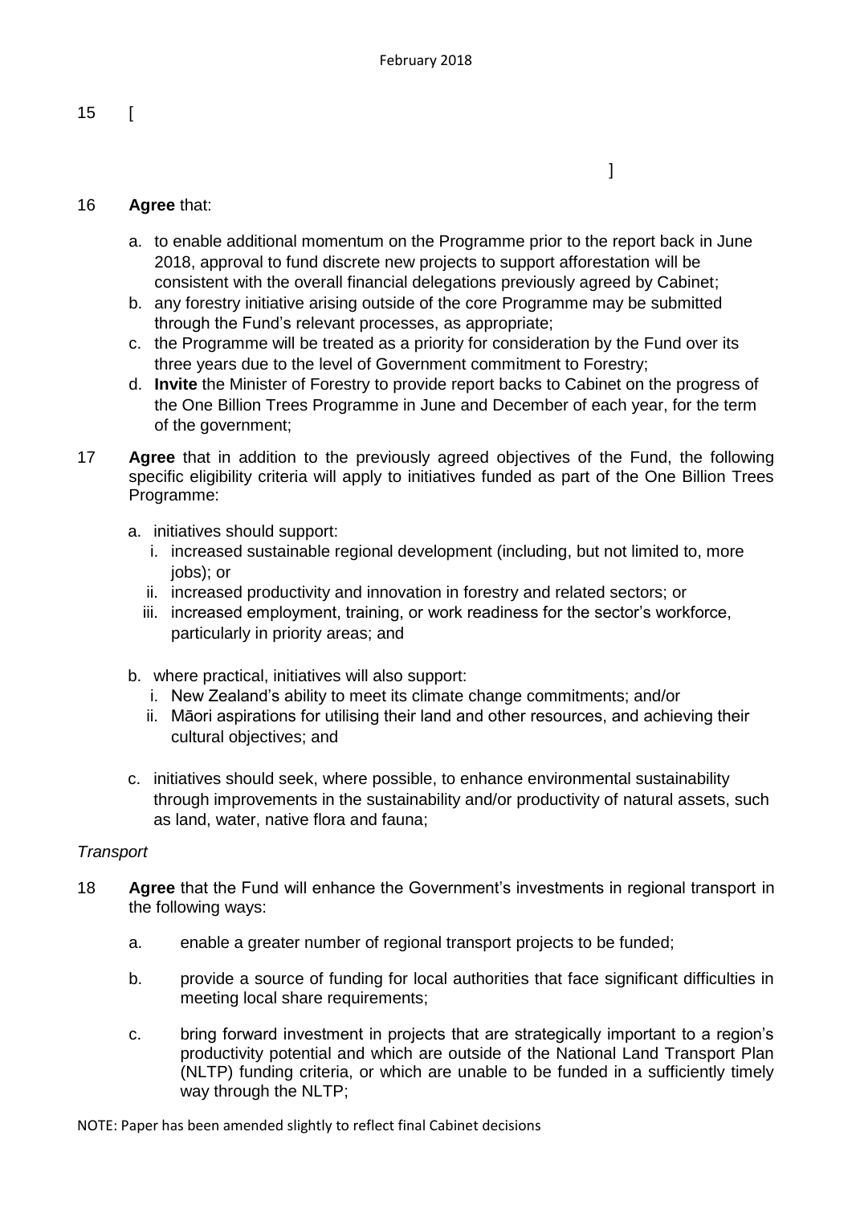15 [

]

16 **Agree** that:

a. to enable additional momentum on the Programme prior to the report back in June 2018, approval to fund discrete new projects to support afforestation will be consistent with the overall financial delegations previously agreed by Cabinet;
b. any forestry initiative arising outside of the core Programme may be submitted through the Fund's relevant processes, as appropriate;
c. the Programme will be treated as a priority for consideration by the Fund over its three years due to the level of Government commitment to Forestry;
d. **Invite** the Minister of Forestry to provide report backs to Cabinet on the progress of the One Billion Trees Programme in June and December of each year, for the term of the government;

17 **Agree** that in addition to the previously agreed objectives of the Fund, the following specific eligibility criteria will apply to initiatives funded as part of the One Billion Trees Programme:

a. initiatives should support:
   i. increased sustainable regional development (including, but not limited to, more jobs); or
   ii. increased productivity and innovation in forestry and related sectors; or
   iii. increased employment, training, or work readiness for the sector's workforce, particularly in priority areas; and

b. where practical, initiatives will also support:
   i. New Zealand's ability to meet its climate change commitments; and/or
   ii. Māori aspirations for utilising their land and other resources, and achieving their cultural objectives; and

c. initiatives should seek, where possible, to enhance environmental sustainability through improvements in the sustainability and/or productivity of natural assets, such as land, water, native flora and fauna;

*Transport*

18 **Agree** that the Fund will enhance the Government's investments in regional transport in the following ways:

a. enable a greater number of regional transport projects to be funded;

b. provide a source of funding for local authorities that face significant difficulties in meeting local share requirements;

c. bring forward investment in projects that are strategically important to a region's productivity potential and which are outside of the National Land Transport Plan (NLTP) funding criteria, or which are unable to be funded in a sufficiently timely way through the NLTP;

NOTE: Paper has been amended slightly to reflect final Cabinet decisions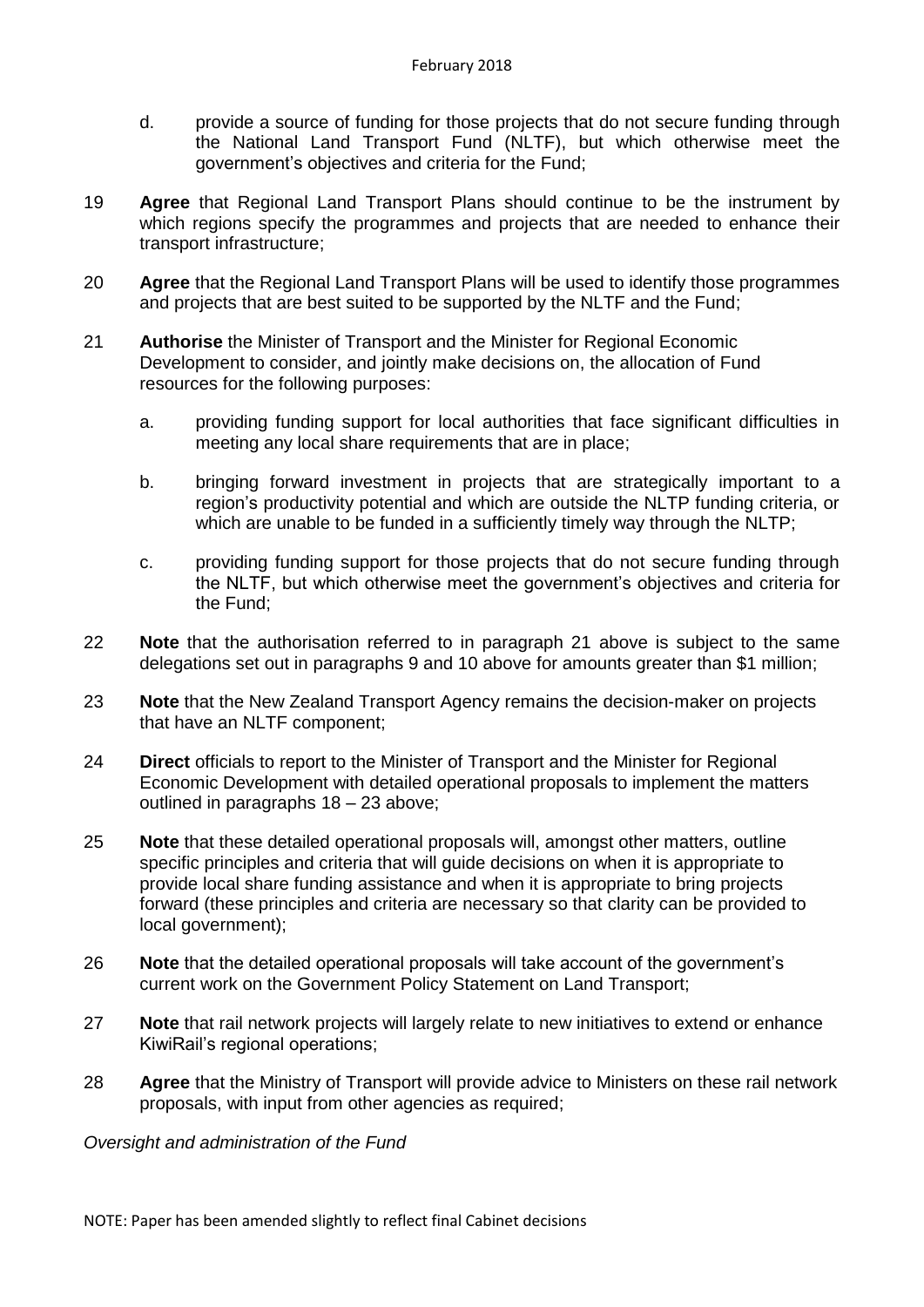d. provide a source of funding for those projects that do not secure funding through the National Land Transport Fund (NLTF), but which otherwise meet the government's objectives and criteria for the Fund;

19 **Agree** that Regional Land Transport Plans should continue to be the instrument by which regions specify the programmes and projects that are needed to enhance their transport infrastructure;

20 **Agree** that the Regional Land Transport Plans will be used to identify those programmes and projects that are best suited to be supported by the NLTF and the Fund;

21 **Authorise** the Minister of Transport and the Minister for Regional Economic Development to consider, and jointly make decisions on, the allocation of Fund resources for the following purposes:

a. providing funding support for local authorities that face significant difficulties in meeting any local share requirements that are in place;

b. bringing forward investment in projects that are strategically important to a region's productivity potential and which are outside the NLTP funding criteria, or which are unable to be funded in a sufficiently timely way through the NLTP;

c. providing funding support for those projects that do not secure funding through the NLTF, but which otherwise meet the government's objectives and criteria for the Fund;

22 **Note** that the authorisation referred to in paragraph 21 above is subject to the same delegations set out in paragraphs 9 and 10 above for amounts greater than $1 million;

23 **Note** that the New Zealand Transport Agency remains the decision-maker on projects that have an NLTF component;

24 **Direct** officials to report to the Minister of Transport and the Minister for Regional Economic Development with detailed operational proposals to implement the matters outlined in paragraphs 18 – 23 above;

25 **Note** that these detailed operational proposals will, amongst other matters, outline specific principles and criteria that will guide decisions on when it is appropriate to provide local share funding assistance and when it is appropriate to bring projects forward (these principles and criteria are necessary so that clarity can be provided to local government);

26 **Note** that the detailed operational proposals will take account of the government's current work on the Government Policy Statement on Land Transport;

27 **Note** that rail network projects will largely relate to new initiatives to extend or enhance KiwiRail's regional operations;

28 **Agree** that the Ministry of Transport will provide advice to Ministers on these rail network proposals, with input from other agencies as required;

*Oversight and administration of the Fund*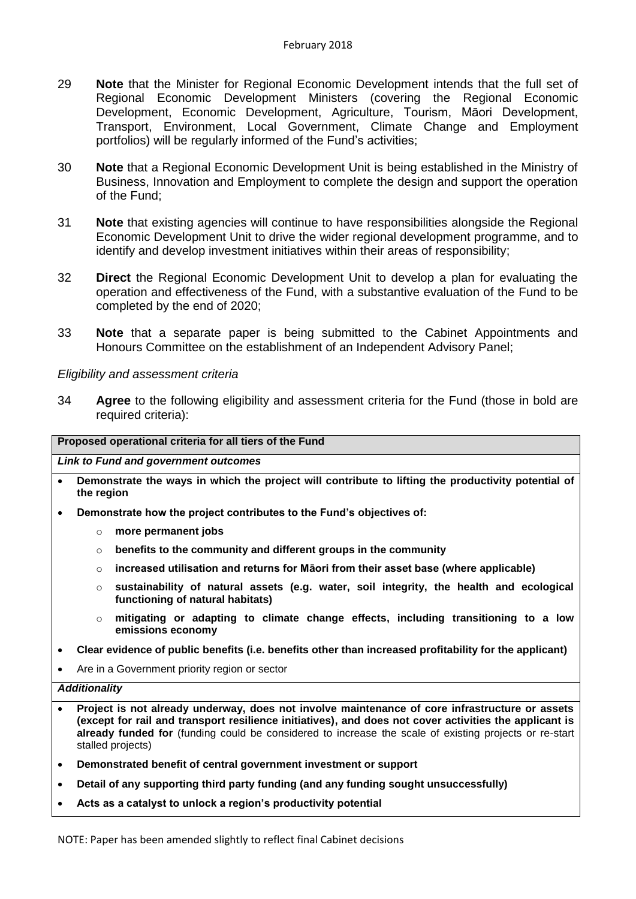29 **Note** that the Minister for Regional Economic Development intends that the full set of Regional Economic Development Ministers (covering the Regional Economic Development, Economic Development, Agriculture, Tourism, Māori Development, Transport, Environment, Local Government, Climate Change and Employment portfolios) will be regularly informed of the Fund's activities;

30 **Note** that a Regional Economic Development Unit is being established in the Ministry of Business, Innovation and Employment to complete the design and support the operation of the Fund;

31 **Note** that existing agencies will continue to have responsibilities alongside the Regional Economic Development Unit to drive the wider regional development programme, and to identify and develop investment initiatives within their areas of responsibility;

32 **Direct** the Regional Economic Development Unit to develop a plan for evaluating the operation and effectiveness of the Fund, with a substantive evaluation of the Fund to be completed by the end of 2020;

33 **Note** that a separate paper is being submitted to the Cabinet Appointments and Honours Committee on the establishment of an Independent Advisory Panel;

*Eligibility and assessment criteria*

34 **Agree** to the following eligibility and assessment criteria for the Fund (those in bold are required criteria):

| **Proposed operational criteria for all tiers of the Fund** |
|---|
| ***Link to Fund and government outcomes*** |
| • **Demonstrate the ways in which the project will contribute to lifting the productivity potential of the region**<br>• **Demonstrate how the project contributes to the Fund's objectives of:**<br>  o **more permanent jobs**<br>  o **benefits to the community and different groups in the community**<br>  o **increased utilisation and returns for Māori from their asset base (where applicable)**<br>  o **sustainability of natural assets (e.g. water, soil integrity, the health and ecological functioning of natural habitats)**<br>  o **mitigating or adapting to climate change effects, including transitioning to a low emissions economy**<br>• **Clear evidence of public benefits (i.e. benefits other than increased profitability for the applicant)**<br>• Are in a Government priority region or sector |
| ***Additionality*** |
| • **Project is not already underway, does not involve maintenance of core infrastructure or assets (except for rail and transport resilience initiatives), and does not cover activities the applicant is already funded for** (funding could be considered to increase the scale of existing projects or re-start stalled projects)<br>• **Demonstrated benefit of central government investment or support**<br>• **Detail of any supporting third party funding (and any funding sought unsuccessfully)**<br>• **Acts as a catalyst to unlock a region's productivity potential** |

NOTE: Paper has been amended slightly to reflect final Cabinet decisions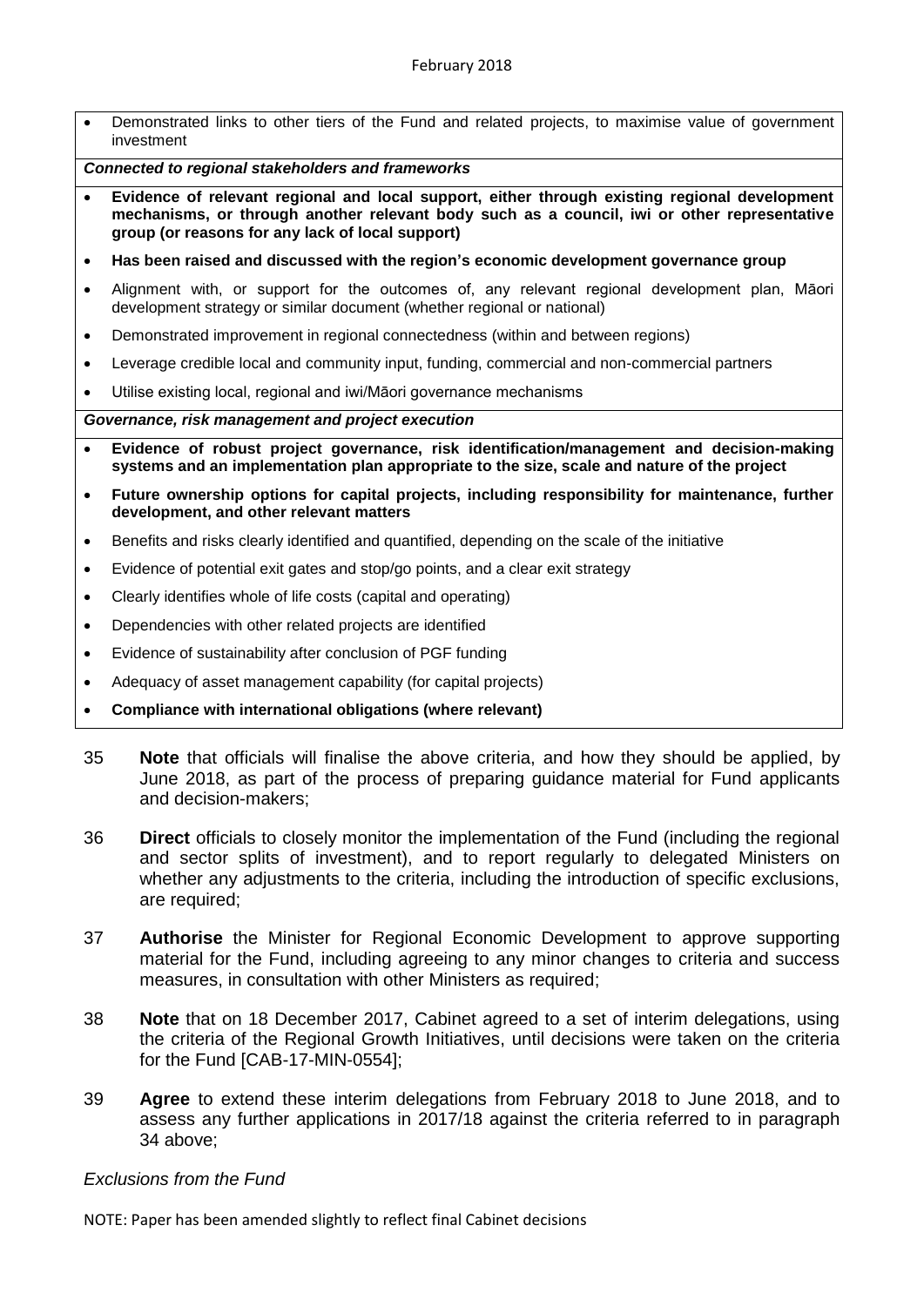- Demonstrated links to other tiers of the Fund and related projects, to maximise value of government investment

***Connected to regional stakeholders and frameworks***

- **Evidence of relevant regional and local support, either through existing regional development mechanisms, or through another relevant body such as a council, iwi or other representative group (or reasons for any lack of local support)**
- **Has been raised and discussed with the region's economic development governance group**
- Alignment with, or support for the outcomes of, any relevant regional development plan, Māori development strategy or similar document (whether regional or national)
- Demonstrated improvement in regional connectedness (within and between regions)
- Leverage credible local and community input, funding, commercial and non-commercial partners
- Utilise existing local, regional and iwi/Māori governance mechanisms

***Governance, risk management and project execution***

- **Evidence of robust project governance, risk identification/management and decision-making systems and an implementation plan appropriate to the size, scale and nature of the project**
- **Future ownership options for capital projects, including responsibility for maintenance, further development, and other relevant matters**
- Benefits and risks clearly identified and quantified, depending on the scale of the initiative
- Evidence of potential exit gates and stop/go points, and a clear exit strategy
- Clearly identifies whole of life costs (capital and operating)
- Dependencies with other related projects are identified
- Evidence of sustainability after conclusion of PGF funding
- Adequacy of asset management capability (for capital projects)
- **Compliance with international obligations (where relevant)**

35 **Note** that officials will finalise the above criteria, and how they should be applied, by June 2018, as part of the process of preparing guidance material for Fund applicants and decision-makers;

36 **Direct** officials to closely monitor the implementation of the Fund (including the regional and sector splits of investment), and to report regularly to delegated Ministers on whether any adjustments to the criteria, including the introduction of specific exclusions, are required;

37 **Authorise** the Minister for Regional Economic Development to approve supporting material for the Fund, including agreeing to any minor changes to criteria and success measures, in consultation with other Ministers as required;

38 **Note** that on 18 December 2017, Cabinet agreed to a set of interim delegations, using the criteria of the Regional Growth Initiatives, until decisions were taken on the criteria for the Fund [CAB-17-MIN-0554];

39 **Agree** to extend these interim delegations from February 2018 to June 2018, and to assess any further applications in 2017/18 against the criteria referred to in paragraph 34 above;

*Exclusions from the Fund*

NOTE: Paper has been amended slightly to reflect final Cabinet decisions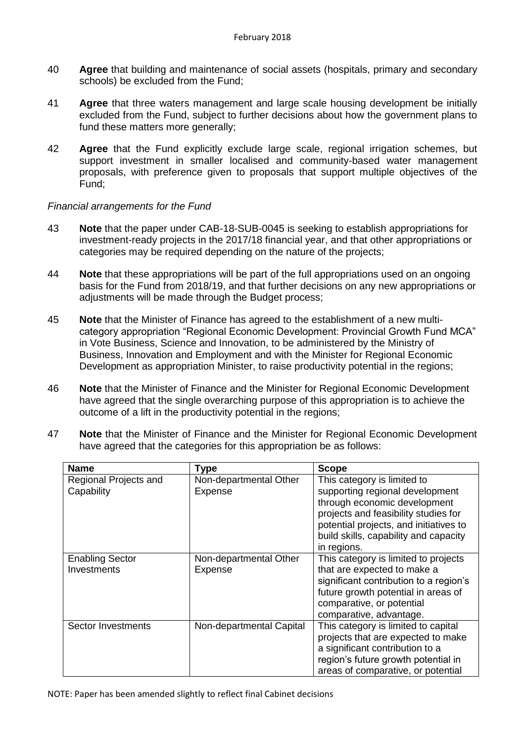40 **Agree** that building and maintenance of social assets (hospitals, primary and secondary schools) be excluded from the Fund;

41 **Agree** that three waters management and large scale housing development be initially excluded from the Fund, subject to further decisions about how the government plans to fund these matters more generally;

42 **Agree** that the Fund explicitly exclude large scale, regional irrigation schemes, but support investment in smaller localised and community-based water management proposals, with preference given to proposals that support multiple objectives of the Fund;

*Financial arrangements for the Fund*

43 **Note** that the paper under CAB-18-SUB-0045 is seeking to establish appropriations for investment-ready projects in the 2017/18 financial year, and that other appropriations or categories may be required depending on the nature of the projects;

44 **Note** that these appropriations will be part of the full appropriations used on an ongoing basis for the Fund from 2018/19, and that further decisions on any new appropriations or adjustments will be made through the Budget process;

45 **Note** that the Minister of Finance has agreed to the establishment of a new multi-category appropriation "Regional Economic Development: Provincial Growth Fund MCA" in Vote Business, Science and Innovation, to be administered by the Ministry of Business, Innovation and Employment and with the Minister for Regional Economic Development as appropriation Minister, to raise productivity potential in the regions;

46 **Note** that the Minister of Finance and the Minister for Regional Economic Development have agreed that the single overarching purpose of this appropriation is to achieve the outcome of a lift in the productivity potential in the regions;

47 **Note** that the Minister of Finance and the Minister for Regional Economic Development have agreed that the categories for this appropriation be as follows:

| Name | Type | Scope |
|---|---|---|
| Regional Projects and Capability | Non-departmental Other Expense | This category is limited to supporting regional development through economic development projects and feasibility studies for potential projects, and initiatives to build skills, capability and capacity in regions. |
| Enabling Sector Investments | Non-departmental Other Expense | This category is limited to projects that are expected to make a significant contribution to a region's future growth potential in areas of comparative, or potential comparative, advantage. |
| Sector Investments | Non-departmental Capital | This category is limited to capital projects that are expected to make a significant contribution to a region's future growth potential in areas of comparative, or potential |

NOTE: Paper has been amended slightly to reflect final Cabinet decisions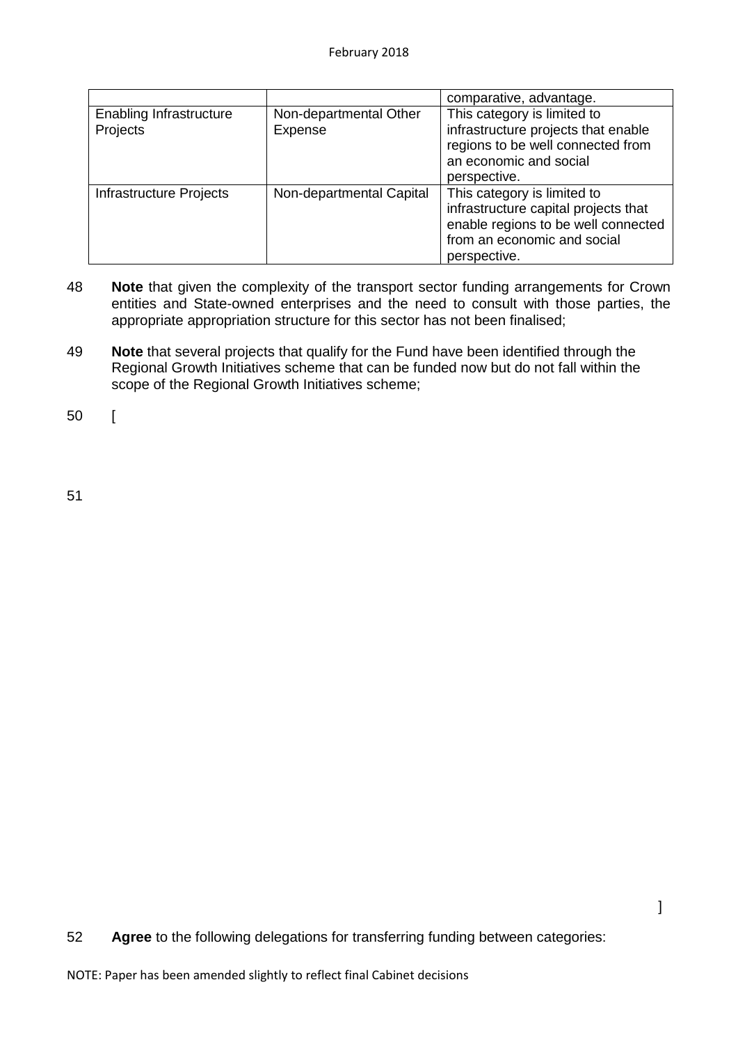| | | comparative, advantage. |
|---|---|---|
| Enabling Infrastructure Projects | Non-departmental Other Expense | This category is limited to infrastructure projects that enable regions to be well connected from an economic and social perspective. |
| Infrastructure Projects | Non-departmental Capital | This category is limited to infrastructure capital projects that enable regions to be well connected from an economic and social perspective. |

48 **Note** that given the complexity of the transport sector funding arrangements for Crown entities and State-owned enterprises and the need to consult with those parties, the appropriate appropriation structure for this sector has not been finalised;

49 **Note** that several projects that qualify for the Fund have been identified through the Regional Growth Initiatives scheme that can be funded now but do not fall within the scope of the Regional Growth Initiatives scheme;

50 [

51

]

52 **Agree** to the following delegations for transferring funding between categories:

NOTE: Paper has been amended slightly to reflect final Cabinet decisions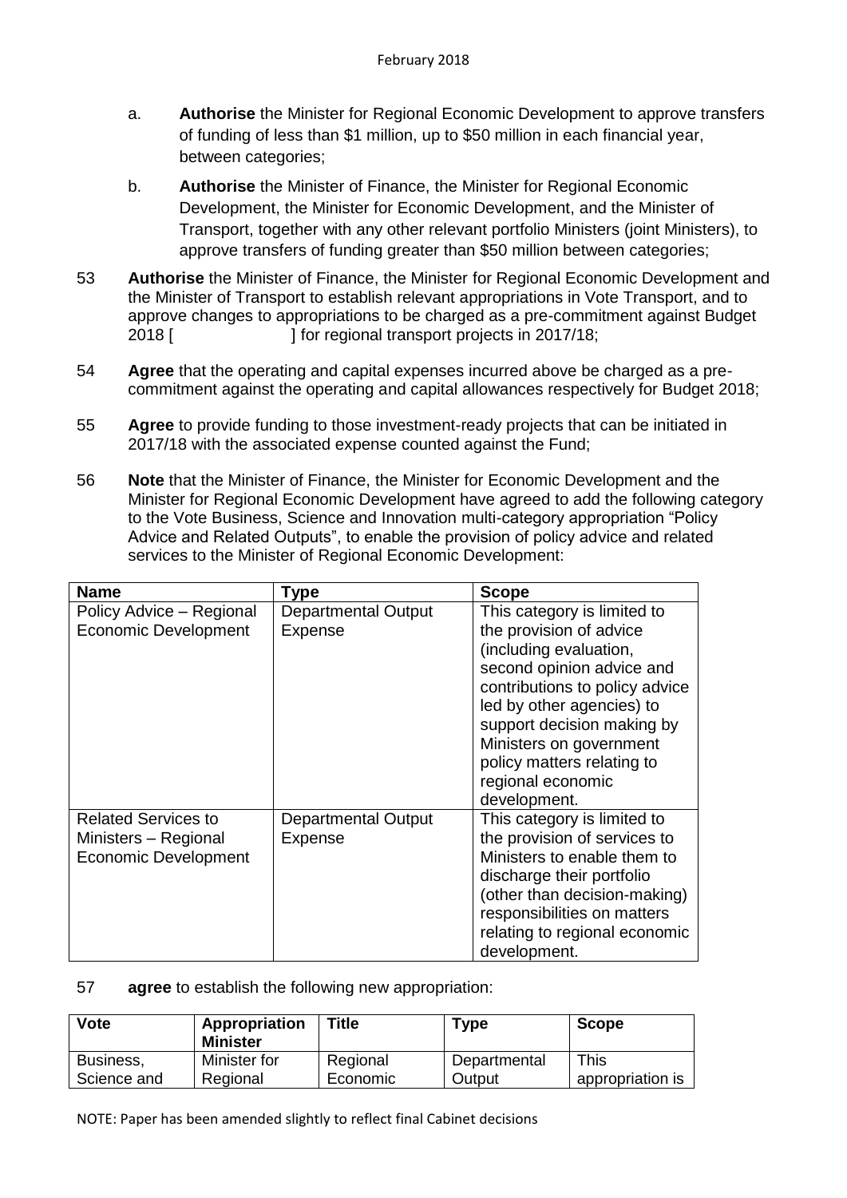a. **Authorise** the Minister for Regional Economic Development to approve transfers of funding of less than $1 million, up to $50 million in each financial year, between categories;

b. **Authorise** the Minister of Finance, the Minister for Regional Economic Development, the Minister for Economic Development, and the Minister of Transport, together with any other relevant portfolio Ministers (joint Ministers), to approve transfers of funding greater than $50 million between categories;

53 **Authorise** the Minister of Finance, the Minister for Regional Economic Development and the Minister of Transport to establish relevant appropriations in Vote Transport, and to approve changes to appropriations to be charged as a pre-commitment against Budget 2018 [ ] for regional transport projects in 2017/18;

54 **Agree** that the operating and capital expenses incurred above be charged as a pre-commitment against the operating and capital allowances respectively for Budget 2018;

55 **Agree** to provide funding to those investment-ready projects that can be initiated in 2017/18 with the associated expense counted against the Fund;

56 **Note** that the Minister of Finance, the Minister for Economic Development and the Minister for Regional Economic Development have agreed to add the following category to the Vote Business, Science and Innovation multi-category appropriation "Policy Advice and Related Outputs", to enable the provision of policy advice and related services to the Minister of Regional Economic Development:

| Name | Type | Scope |
|---|---|---|
| Policy Advice – Regional Economic Development | Departmental Output Expense | This category is limited to the provision of advice (including evaluation, second opinion advice and contributions to policy advice led by other agencies) to support decision making by Ministers on government policy matters relating to regional economic development. |
| Related Services to Ministers – Regional Economic Development | Departmental Output Expense | This category is limited to the provision of services to Ministers to enable them to discharge their portfolio (other than decision-making) responsibilities on matters relating to regional economic development. |

57 **agree** to establish the following new appropriation:

| Vote | Appropriation Minister | Title | Type | Scope |
|---|---|---|---|---|
| Business, Science and | Minister for Regional | Regional Economic | Departmental Output | This appropriation is |

NOTE: Paper has been amended slightly to reflect final Cabinet decisions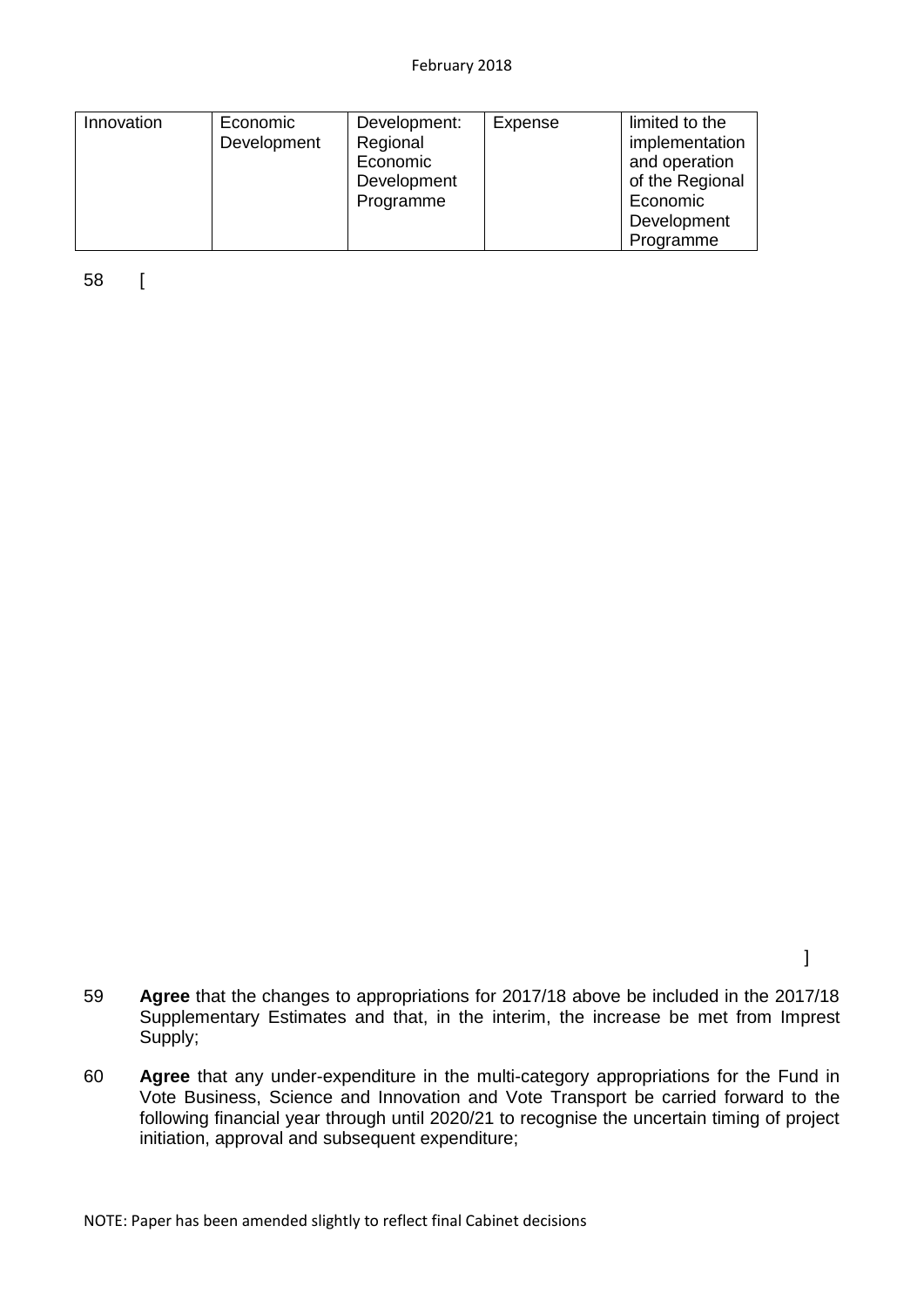| Innovation | Economic Development | Development: Regional Economic Development Programme | Expense | limited to the implementation and operation of the Regional Economic Development Programme |
|---|---|---|---|---|

58 [

]

59 **Agree** that the changes to appropriations for 2017/18 above be included in the 2017/18 Supplementary Estimates and that, in the interim, the increase be met from Imprest Supply;

60 **Agree** that any under-expenditure in the multi-category appropriations for the Fund in Vote Business, Science and Innovation and Vote Transport be carried forward to the following financial year through until 2020/21 to recognise the uncertain timing of project initiation, approval and subsequent expenditure;

NOTE: Paper has been amended slightly to reflect final Cabinet decisions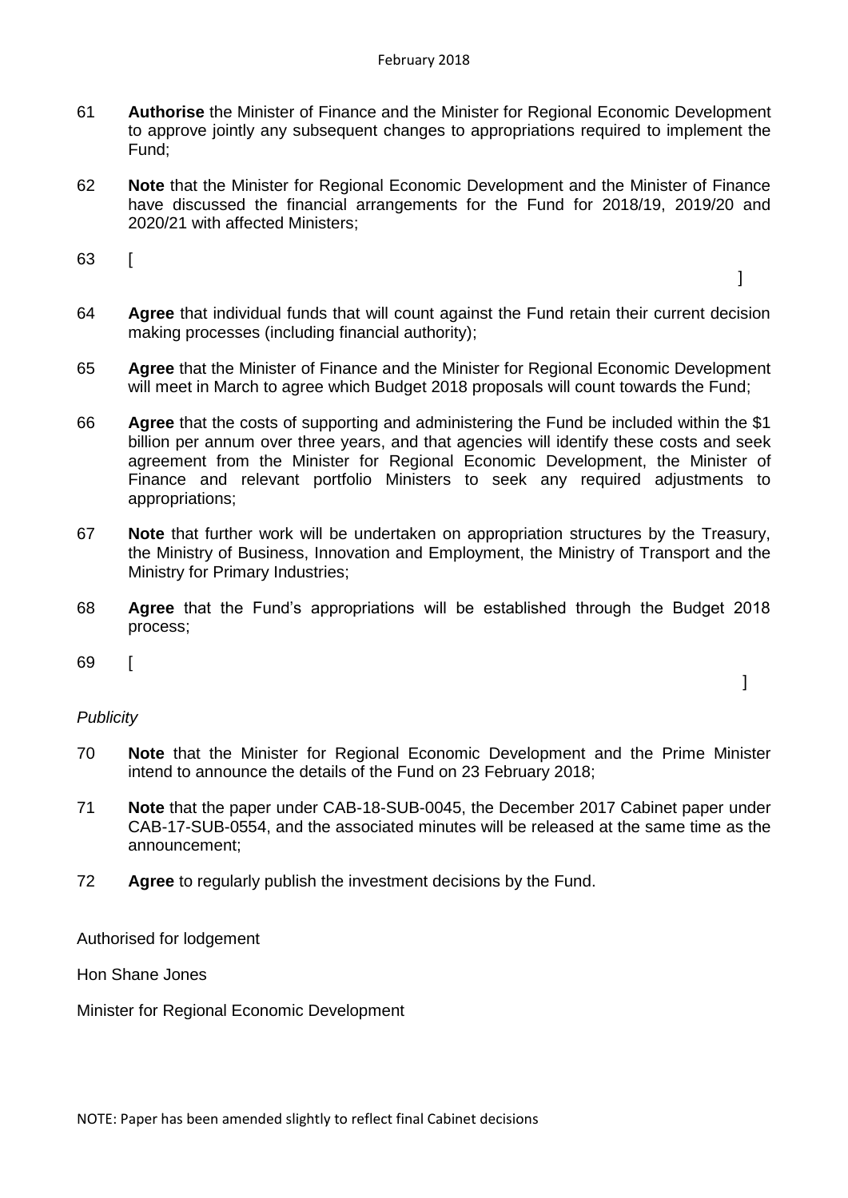61 **Authorise** the Minister of Finance and the Minister for Regional Economic Development to approve jointly any subsequent changes to appropriations required to implement the Fund;

62 **Note** that the Minister for Regional Economic Development and the Minister of Finance have discussed the financial arrangements for the Fund for 2018/19, 2019/20 and 2020/21 with affected Ministers;

63 [ ]

64 **Agree** that individual funds that will count against the Fund retain their current decision making processes (including financial authority);

65 **Agree** that the Minister of Finance and the Minister for Regional Economic Development will meet in March to agree which Budget 2018 proposals will count towards the Fund;

66 **Agree** that the costs of supporting and administering the Fund be included within the $1 billion per annum over three years, and that agencies will identify these costs and seek agreement from the Minister for Regional Economic Development, the Minister of Finance and relevant portfolio Ministers to seek any required adjustments to appropriations;

67 **Note** that further work will be undertaken on appropriation structures by the Treasury, the Ministry of Business, Innovation and Employment, the Ministry of Transport and the Ministry for Primary Industries;

68 **Agree** that the Fund's appropriations will be established through the Budget 2018 process;

69 [ ]

*Publicity*

70 **Note** that the Minister for Regional Economic Development and the Prime Minister intend to announce the details of the Fund on 23 February 2018;

71 **Note** that the paper under CAB-18-SUB-0045, the December 2017 Cabinet paper under CAB-17-SUB-0554, and the associated minutes will be released at the same time as the announcement;

72 **Agree** to regularly publish the investment decisions by the Fund.

Authorised for lodgement

Hon Shane Jones

Minister for Regional Economic Development

NOTE: Paper has been amended slightly to reflect final Cabinet decisions